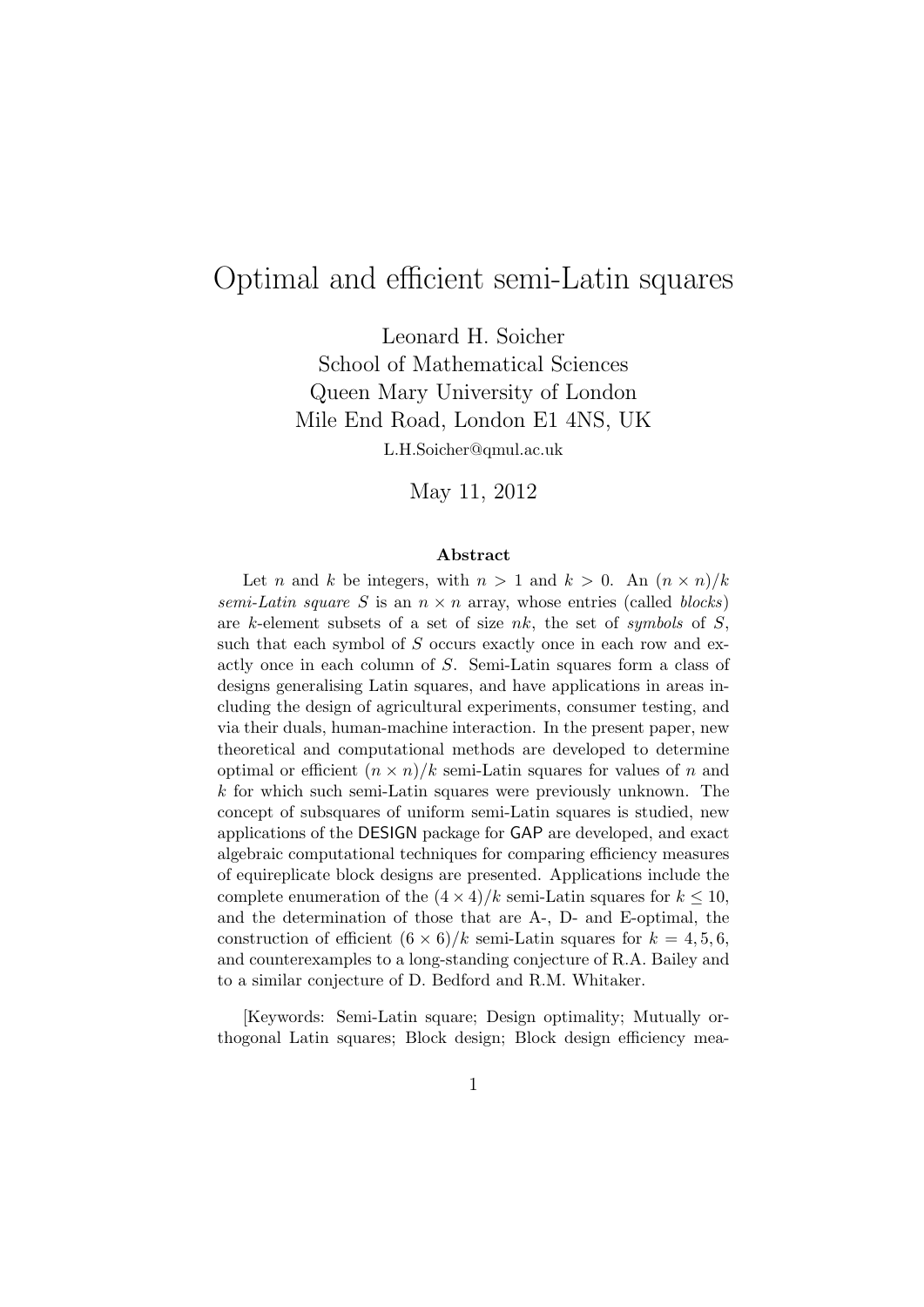# Optimal and efficient semi-Latin squares

Leonard H. Soicher
School of Mathematical Sciences
Queen Mary University of London
Mile End Road, London E1 4NS, UK
L.H.Soicher@qmul.ac.uk

May 11, 2012

### Abstract

Let $n$ and $k$ be integers, with $n > 1$ and $k > 0$. An $(n \times n)/k$ *semi-Latin square* $S$ is an $n \times n$ array, whose entries (called *blocks*) are $k$-element subsets of a set of size $nk$, the set of *symbols* of $S$, such that each symbol of $S$ occurs exactly once in each row and exactly once in each column of $S$. Semi-Latin squares form a class of designs generalising Latin squares, and have applications in areas including the design of agricultural experiments, consumer testing, and via their duals, human-machine interaction. In the present paper, new theoretical and computational methods are developed to determine optimal or efficient $(n \times n)/k$ semi-Latin squares for values of $n$ and $k$ for which such semi-Latin squares were previously unknown. The concept of subsquares of uniform semi-Latin squares is studied, new applications of the DESIGN package for GAP are developed, and exact algebraic computational techniques for comparing efficiency measures of equireplicate block designs are presented. Applications include the complete enumeration of the $(4 \times 4)/k$ semi-Latin squares for $k \leq 10$, and the determination of those that are A-, D- and E-optimal, the construction of efficient $(6 \times 6)/k$ semi-Latin squares for $k = 4, 5, 6$, and counterexamples to a long-standing conjecture of R.A. Bailey and to a similar conjecture of D. Bedford and R.M. Whitaker.

[Keywords: Semi-Latin square; Design optimality; Mutually orthogonal Latin squares; Block design; Block design efficiency mea-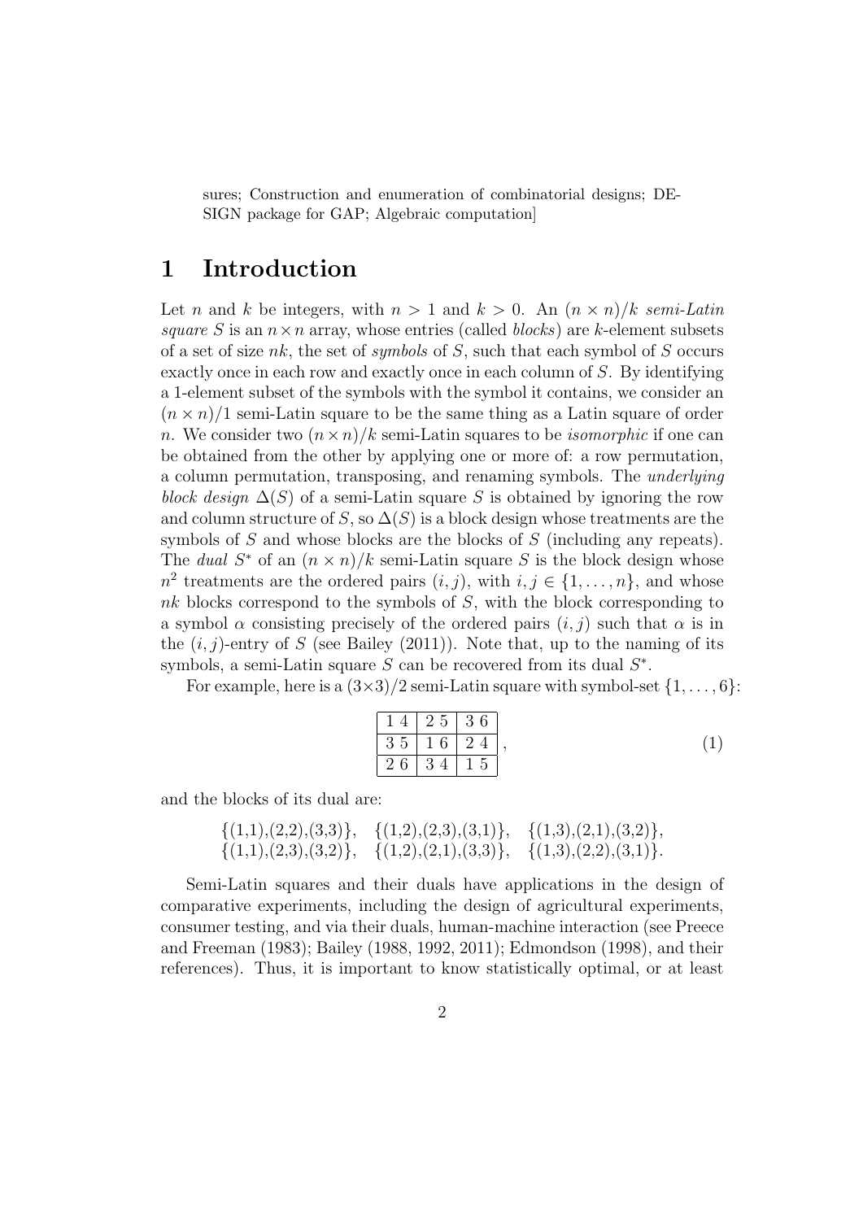sures; Construction and enumeration of combinatorial designs; DESIGN package for GAP; Algebraic computation]

# 1 Introduction

Let $n$ and $k$ be integers, with $n > 1$ and $k > 0$. An $(n \times n)/k$ *semi-Latin square* $S$ is an $n \times n$ array, whose entries (called *blocks*) are $k$-element subsets of a set of size $nk$, the set of *symbols* of $S$, such that each symbol of $S$ occurs exactly once in each row and exactly once in each column of $S$. By identifying a 1-element subset of the symbols with the symbol it contains, we consider an $(n \times n)/1$ semi-Latin square to be the same thing as a Latin square of order $n$. We consider two $(n \times n)/k$ semi-Latin squares to be *isomorphic* if one can be obtained from the other by applying one or more of: a row permutation, a column permutation, transposing, and renaming symbols. The *underlying block design* $\Delta(S)$ of a semi-Latin square $S$ is obtained by ignoring the row and column structure of $S$, so $\Delta(S)$ is a block design whose treatments are the symbols of $S$ and whose blocks are the blocks of $S$ (including any repeats). The *dual* $S^*$ of an $(n \times n)/k$ semi-Latin square $S$ is the block design whose $n^2$ treatments are the ordered pairs $(i, j)$, with $i, j \in \{1, \dots, n\}$, and whose $nk$ blocks correspond to the symbols of $S$, with the block corresponding to a symbol $\alpha$ consisting precisely of the ordered pairs $(i, j)$ such that $\alpha$ is in the $(i, j)$-entry of $S$ (see Bailey (2011)). Note that, up to the naming of its symbols, a semi-Latin square $S$ can be recovered from its dual $S^*$.

For example, here is a $(3\times3)/2$ semi-Latin square with symbol-set $\{1, \dots, 6\}$:

$$\begin{array}{|c|c|c|} \hline 1\ 4 & 2\ 5 & 3\ 6 \\ \hline 3\ 5 & 1\ 6 & 2\ 4 \\ \hline 2\ 6 & 3\ 4 & 1\ 5 \\ \hline \end{array}\ , \qquad (1)$$

and the blocks of its dual are:

$$\{(1,1),(2,2),(3,3)\},\quad \{(1,2),(2,3),(3,1)\},\quad \{(1,3),(2,1),(3,2)\},$$
$$\{(1,1),(2,3),(3,2)\},\quad \{(1,2),(2,1),(3,3)\},\quad \{(1,3),(2,2),(3,1)\}.$$

Semi-Latin squares and their duals have applications in the design of comparative experiments, including the design of agricultural experiments, consumer testing, and via their duals, human-machine interaction (see Preece and Freeman (1983); Bailey (1988, 1992, 2011); Edmondson (1998), and their references). Thus, it is important to know statistically optimal, or at least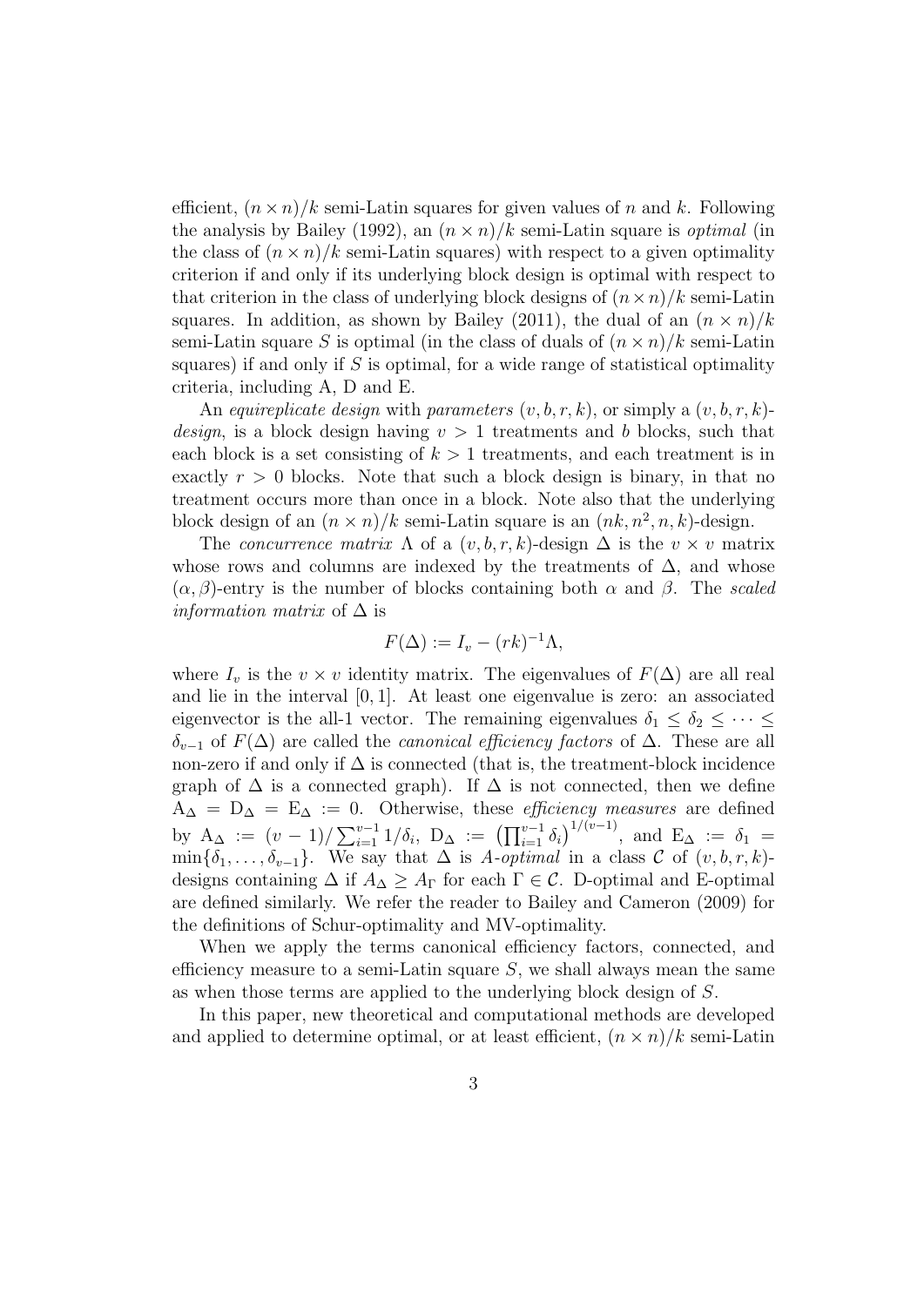efficient, $(n \times n)/k$ semi-Latin squares for given values of $n$ and $k$. Following the analysis by Bailey (1992), an $(n \times n)/k$ semi-Latin square is *optimal* (in the class of $(n \times n)/k$ semi-Latin squares) with respect to a given optimality criterion if and only if its underlying block design is optimal with respect to that criterion in the class of underlying block designs of $(n \times n)/k$ semi-Latin squares. In addition, as shown by Bailey (2011), the dual of an $(n \times n)/k$ semi-Latin square $S$ is optimal (in the class of duals of $(n \times n)/k$ semi-Latin squares) if and only if $S$ is optimal, for a wide range of statistical optimality criteria, including A, D and E.

An *equireplicate design* with *parameters* $(v, b, r, k)$, or simply a $(v, b, r, k)$-*design*, is a block design having $v > 1$ treatments and $b$ blocks, such that each block is a set consisting of $k > 1$ treatments, and each treatment is in exactly $r > 0$ blocks. Note that such a block design is binary, in that no treatment occurs more than once in a block. Note also that the underlying block design of an $(n \times n)/k$ semi-Latin square is an $(nk, n^2, n, k)$-design.

The *concurrence matrix* $\Lambda$ of a $(v, b, r, k)$-design $\Delta$ is the $v \times v$ matrix whose rows and columns are indexed by the treatments of $\Delta$, and whose $(\alpha, \beta)$-entry is the number of blocks containing both $\alpha$ and $\beta$. The *scaled information matrix* of $\Delta$ is

$$F(\Delta) := I_v - (rk)^{-1}\Lambda,$$

where $I_v$ is the $v \times v$ identity matrix. The eigenvalues of $F(\Delta)$ are all real and lie in the interval $[0, 1]$. At least one eigenvalue is zero: an associated eigenvector is the all-1 vector. The remaining eigenvalues $\delta_1 \leq \delta_2 \leq \cdots \leq \delta_{v-1}$ of $F(\Delta)$ are called the *canonical efficiency factors* of $\Delta$. These are all non-zero if and only if $\Delta$ is connected (that is, the treatment-block incidence graph of $\Delta$ is a connected graph). If $\Delta$ is not connected, then we define $\mathrm{A}_\Delta = \mathrm{D}_\Delta = \mathrm{E}_\Delta := 0$. Otherwise, these *efficiency measures* are defined by $\mathrm{A}_\Delta := (v-1)/\sum_{i=1}^{v-1} 1/\delta_i$, $\mathrm{D}_\Delta := \left(\prod_{i=1}^{v-1} \delta_i\right)^{1/(v-1)}$, and $\mathrm{E}_\Delta := \delta_1 = \min\{\delta_1, \ldots, \delta_{v-1}\}$. We say that $\Delta$ is *A-optimal* in a class $\mathcal{C}$ of $(v, b, r, k)$-designs containing $\Delta$ if $A_\Delta \geq A_\Gamma$ for each $\Gamma \in \mathcal{C}$. D-optimal and E-optimal are defined similarly. We refer the reader to Bailey and Cameron (2009) for the definitions of Schur-optimality and MV-optimality.

When we apply the terms canonical efficiency factors, connected, and efficiency measure to a semi-Latin square $S$, we shall always mean the same as when those terms are applied to the underlying block design of $S$.

In this paper, new theoretical and computational methods are developed and applied to determine optimal, or at least efficient, $(n \times n)/k$ semi-Latin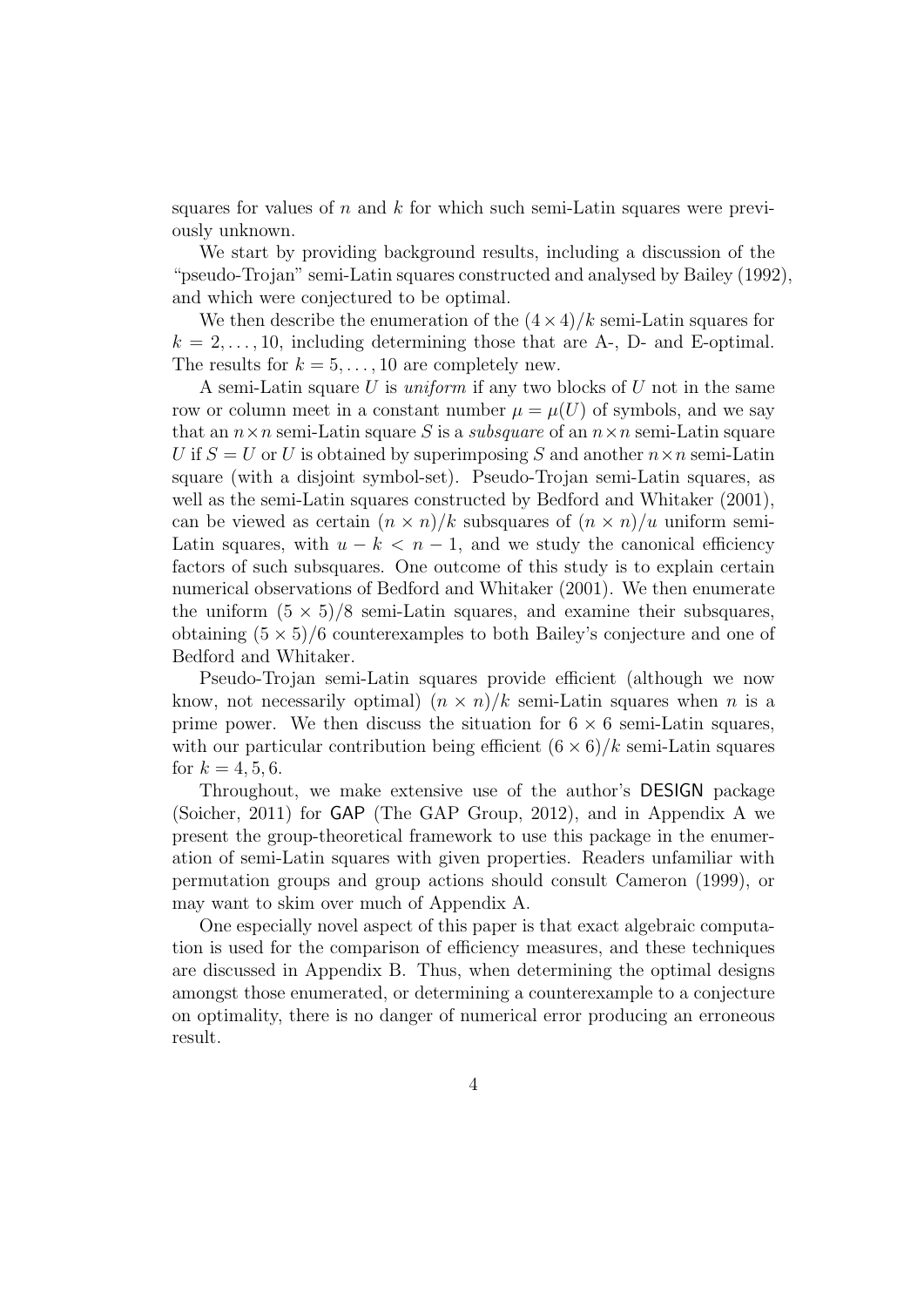squares for values of $n$ and $k$ for which such semi-Latin squares were previously unknown.

We start by providing background results, including a discussion of the "pseudo-Trojan" semi-Latin squares constructed and analysed by Bailey (1992), and which were conjectured to be optimal.

We then describe the enumeration of the $(4 \times 4)/k$ semi-Latin squares for $k = 2, \ldots, 10$, including determining those that are A-, D- and E-optimal. The results for $k = 5, \ldots, 10$ are completely new.

A semi-Latin square $U$ is *uniform* if any two blocks of $U$ not in the same row or column meet in a constant number $\mu = \mu(U)$ of symbols, and we say that an $n \times n$ semi-Latin square $S$ is a *subsquare* of an $n \times n$ semi-Latin square $U$ if $S = U$ or $U$ is obtained by superimposing $S$ and another $n \times n$ semi-Latin square (with a disjoint symbol-set). Pseudo-Trojan semi-Latin squares, as well as the semi-Latin squares constructed by Bedford and Whitaker (2001), can be viewed as certain $(n \times n)/k$ subsquares of $(n \times n)/u$ uniform semi-Latin squares, with $u - k < n - 1$, and we study the canonical efficiency factors of such subsquares. One outcome of this study is to explain certain numerical observations of Bedford and Whitaker (2001). We then enumerate the uniform $(5 \times 5)/8$ semi-Latin squares, and examine their subsquares, obtaining $(5 \times 5)/6$ counterexamples to both Bailey's conjecture and one of Bedford and Whitaker.

Pseudo-Trojan semi-Latin squares provide efficient (although we now know, not necessarily optimal) $(n \times n)/k$ semi-Latin squares when $n$ is a prime power. We then discuss the situation for $6 \times 6$ semi-Latin squares, with our particular contribution being efficient $(6 \times 6)/k$ semi-Latin squares for $k = 4, 5, 6$.

Throughout, we make extensive use of the author's DESIGN package (Soicher, 2011) for GAP (The GAP Group, 2012), and in Appendix A we present the group-theoretical framework to use this package in the enumeration of semi-Latin squares with given properties. Readers unfamiliar with permutation groups and group actions should consult Cameron (1999), or may want to skim over much of Appendix A.

One especially novel aspect of this paper is that exact algebraic computation is used for the comparison of efficiency measures, and these techniques are discussed in Appendix B. Thus, when determining the optimal designs amongst those enumerated, or determining a counterexample to a conjecture on optimality, there is no danger of numerical error producing an erroneous result.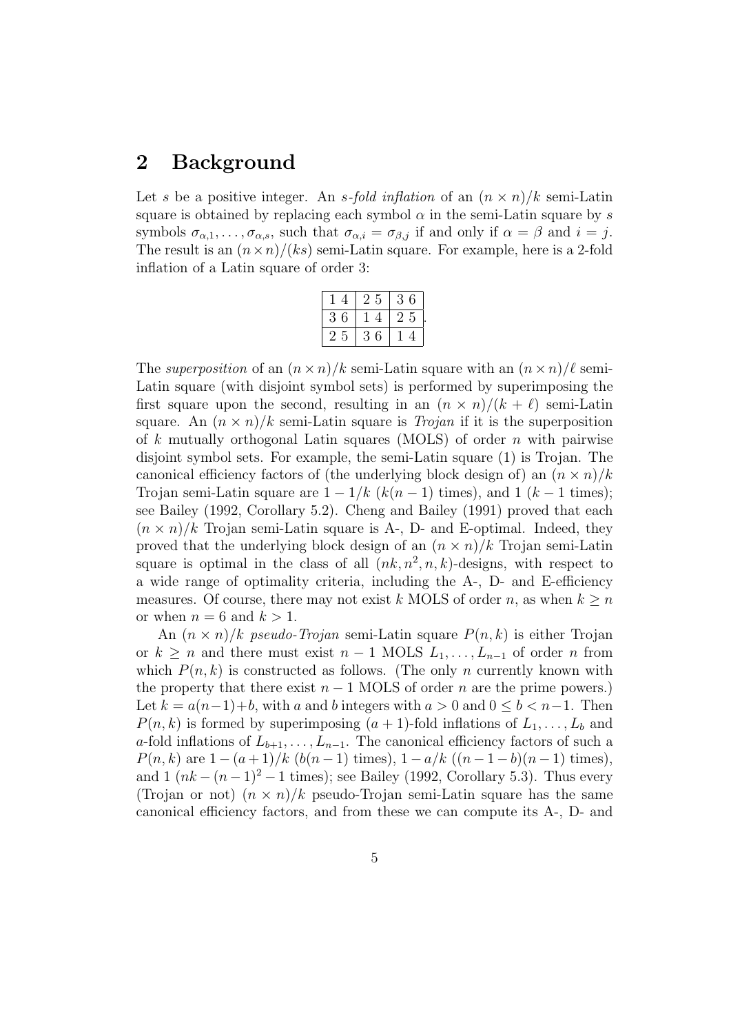## 2 Background

Let $s$ be a positive integer. An *$s$-fold inflation* of an $(n \times n)/k$ semi-Latin square is obtained by replacing each symbol $\alpha$ in the semi-Latin square by $s$ symbols $\sigma_{\alpha,1}, \ldots, \sigma_{\alpha,s}$, such that $\sigma_{\alpha,i} = \sigma_{\beta,j}$ if and only if $\alpha = \beta$ and $i = j$. The result is an $(n \times n)/(ks)$ semi-Latin square. For example, here is a 2-fold inflation of a Latin square of order 3:

| | | |
|---|---|---|
| 1 4 | 2 5 | 3 6 |
| 3 6 | 1 4 | 2 5 |
| 2 5 | 3 6 | 1 4 |

The *superposition* of an $(n \times n)/k$ semi-Latin square with an $(n \times n)/\ell$ semi-Latin square (with disjoint symbol sets) is performed by superimposing the first square upon the second, resulting in an $(n \times n)/(k + \ell)$ semi-Latin square. An $(n \times n)/k$ semi-Latin square is *Trojan* if it is the superposition of $k$ mutually orthogonal Latin squares (MOLS) of order $n$ with pairwise disjoint symbol sets. For example, the semi-Latin square (1) is Trojan. The canonical efficiency factors of (the underlying block design of) an $(n \times n)/k$ Trojan semi-Latin square are $1 - 1/k$ ($k(n-1)$ times), and 1 ($k - 1$ times); see Bailey (1992, Corollary 5.2). Cheng and Bailey (1991) proved that each $(n \times n)/k$ Trojan semi-Latin square is A-, D- and E-optimal. Indeed, they proved that the underlying block design of an $(n \times n)/k$ Trojan semi-Latin square is optimal in the class of all $(nk, n^2, n, k)$-designs, with respect to a wide range of optimality criteria, including the A-, D- and E-efficiency measures. Of course, there may not exist $k$ MOLS of order $n$, as when $k \geq n$ or when $n = 6$ and $k > 1$.

An $(n \times n)/k$ *pseudo-Trojan* semi-Latin square $P(n, k)$ is either Trojan or $k \geq n$ and there must exist $n - 1$ MOLS $L_1, \ldots, L_{n-1}$ of order $n$ from which $P(n, k)$ is constructed as follows. (The only $n$ currently known with the property that there exist $n - 1$ MOLS of order $n$ are the prime powers.) Let $k = a(n-1)+b$, with $a$ and $b$ integers with $a > 0$ and $0 \leq b < n-1$. Then $P(n, k)$ is formed by superimposing $(a + 1)$-fold inflations of $L_1, \ldots, L_b$ and $a$-fold inflations of $L_{b+1}, \ldots, L_{n-1}$. The canonical efficiency factors of such a $P(n, k)$ are $1 - (a+1)/k$ ($b(n-1)$ times), $1 - a/k$ ($(n-1-b)(n-1)$ times), and 1 ($nk - (n-1)^2 - 1$ times); see Bailey (1992, Corollary 5.3). Thus every (Trojan or not) $(n \times n)/k$ pseudo-Trojan semi-Latin square has the same canonical efficiency factors, and from these we can compute its A-, D- and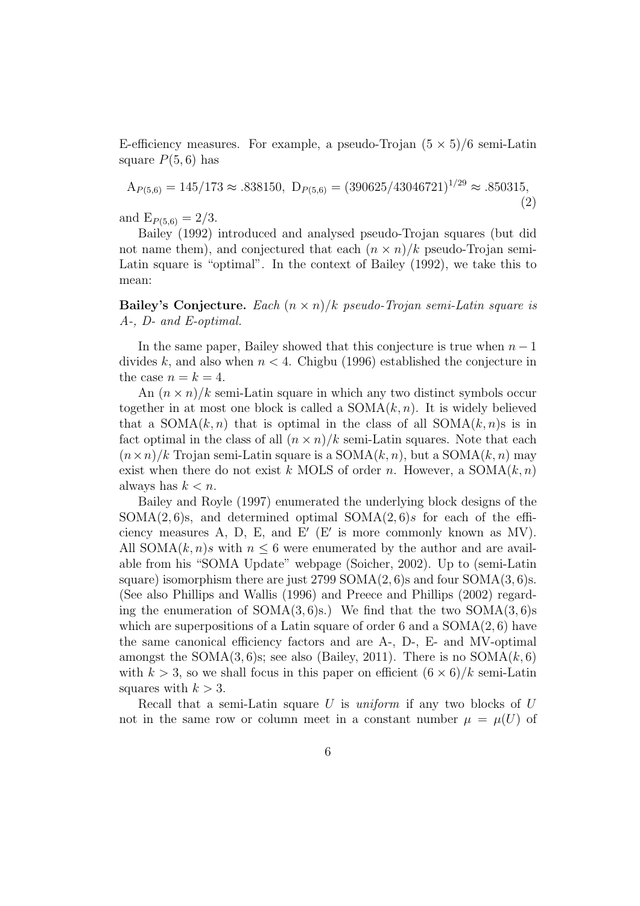E-efficiency measures. For example, a pseudo-Trojan $(5 \times 5)/6$ semi-Latin square $P(5,6)$ has

$$\mathrm{A}_{P(5,6)} = 145/173 \approx .838150, \ \mathrm{D}_{P(5,6)} = (390625/43046721)^{1/29} \approx .850315, \tag{2}$$

and $\mathrm{E}_{P(5,6)} = 2/3$.

Bailey (1992) introduced and analysed pseudo-Trojan squares (but did not name them), and conjectured that each $(n \times n)/k$ pseudo-Trojan semi-Latin square is "optimal". In the context of Bailey (1992), we take this to mean:

**Bailey's Conjecture.** *Each $(n \times n)/k$ pseudo-Trojan semi-Latin square is A-, D- and E-optimal.*

In the same paper, Bailey showed that this conjecture is true when $n-1$ divides $k$, and also when $n < 4$. Chigbu (1996) established the conjecture in the case $n = k = 4$.

An $(n \times n)/k$ semi-Latin square in which any two distinct symbols occur together in at most one block is called a $\mathrm{SOMA}(k, n)$. It is widely believed that a $\mathrm{SOMA}(k, n)$ that is optimal in the class of all $\mathrm{SOMA}(k, n)$s is in fact optimal in the class of all $(n \times n)/k$ semi-Latin squares. Note that each $(n \times n)/k$ Trojan semi-Latin square is a $\mathrm{SOMA}(k, n)$, but a $\mathrm{SOMA}(k, n)$ may exist when there do not exist $k$ MOLS of order $n$. However, a $\mathrm{SOMA}(k, n)$ always has $k < n$.

Bailey and Royle (1997) enumerated the underlying block designs of the $\mathrm{SOMA}(2, 6)$s, and determined optimal $\mathrm{SOMA}(2, 6)s$ for each of the efficiency measures A, D, E, and E′ (E′ is more commonly known as MV). All $\mathrm{SOMA}(k, n)s$ with $n \leq 6$ were enumerated by the author and are available from his "SOMA Update" webpage (Soicher, 2002). Up to (semi-Latin square) isomorphism there are just 2799 $\mathrm{SOMA}(2, 6)$s and four $\mathrm{SOMA}(3, 6)$s. (See also Phillips and Wallis (1996) and Preece and Phillips (2002) regarding the enumeration of $\mathrm{SOMA}(3, 6)$s.) We find that the two $\mathrm{SOMA}(3, 6)$s which are superpositions of a Latin square of order 6 and a $\mathrm{SOMA}(2, 6)$ have the same canonical efficiency factors and are A-, D-, E- and MV-optimal amongst the $\mathrm{SOMA}(3, 6)$s; see also (Bailey, 2011). There is no $\mathrm{SOMA}(k, 6)$ with $k > 3$, so we shall focus in this paper on efficient $(6 \times 6)/k$ semi-Latin squares with $k > 3$.

Recall that a semi-Latin square $U$ is *uniform* if any two blocks of $U$ not in the same row or column meet in a constant number $\mu = \mu(U)$ of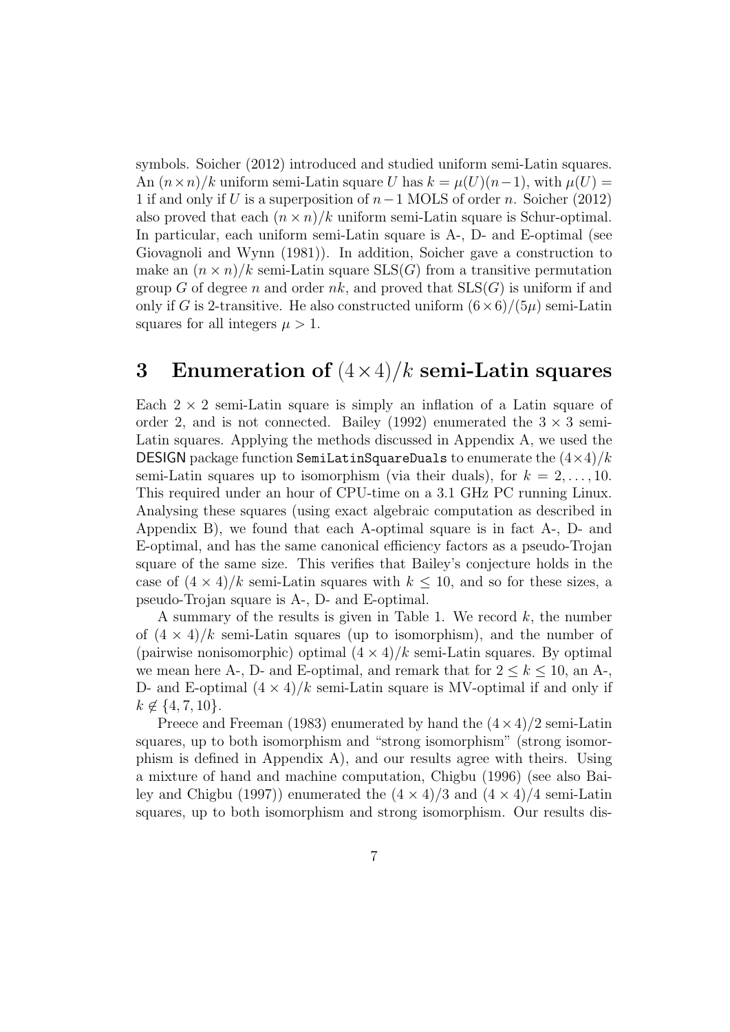symbols. Soicher (2012) introduced and studied uniform semi-Latin squares. An $(n\times n)/k$ uniform semi-Latin square $U$ has $k = \mu(U)(n-1)$, with $\mu(U) = 1$ if and only if $U$ is a superposition of $n-1$ MOLS of order $n$. Soicher (2012) also proved that each $(n \times n)/k$ uniform semi-Latin square is Schur-optimal. In particular, each uniform semi-Latin square is A-, D- and E-optimal (see Giovagnoli and Wynn (1981)). In addition, Soicher gave a construction to make an $(n \times n)/k$ semi-Latin square $\mathrm{SLS}(G)$ from a transitive permutation group $G$ of degree $n$ and order $nk$, and proved that $\mathrm{SLS}(G)$ is uniform if and only if $G$ is 2-transitive. He also constructed uniform $(6\times 6)/(5\mu)$ semi-Latin squares for all integers $\mu > 1$.

## 3 Enumeration of $(4\times 4)/k$ semi-Latin squares

Each $2 \times 2$ semi-Latin square is simply an inflation of a Latin square of order 2, and is not connected. Bailey (1992) enumerated the $3 \times 3$ semi-Latin squares. Applying the methods discussed in Appendix A, we used the DESIGN package function `SemiLatinSquareDuals` to enumerate the $(4\times 4)/k$ semi-Latin squares up to isomorphism (via their duals), for $k = 2, \ldots , 10$. This required under an hour of CPU-time on a 3.1 GHz PC running Linux. Analysing these squares (using exact algebraic computation as described in Appendix B), we found that each A-optimal square is in fact A-, D- and E-optimal, and has the same canonical efficiency factors as a pseudo-Trojan square of the same size. This verifies that Bailey's conjecture holds in the case of $(4 \times 4)/k$ semi-Latin squares with $k \leq 10$, and so for these sizes, a pseudo-Trojan square is A-, D- and E-optimal.

A summary of the results is given in Table 1. We record $k$, the number of $(4 \times 4)/k$ semi-Latin squares (up to isomorphism), and the number of (pairwise nonisomorphic) optimal $(4 \times 4)/k$ semi-Latin squares. By optimal we mean here A-, D- and E-optimal, and remark that for $2 \leq k \leq 10$, an A-, D- and E-optimal $(4 \times 4)/k$ semi-Latin square is MV-optimal if and only if $k \notin \{4, 7, 10\}$.

Preece and Freeman (1983) enumerated by hand the $(4\times 4)/2$ semi-Latin squares, up to both isomorphism and "strong isomorphism" (strong isomorphism is defined in Appendix A), and our results agree with theirs. Using a mixture of hand and machine computation, Chigbu (1996) (see also Bailey and Chigbu (1997)) enumerated the $(4 \times 4)/3$ and $(4 \times 4)/4$ semi-Latin squares, up to both isomorphism and strong isomorphism. Our results dis-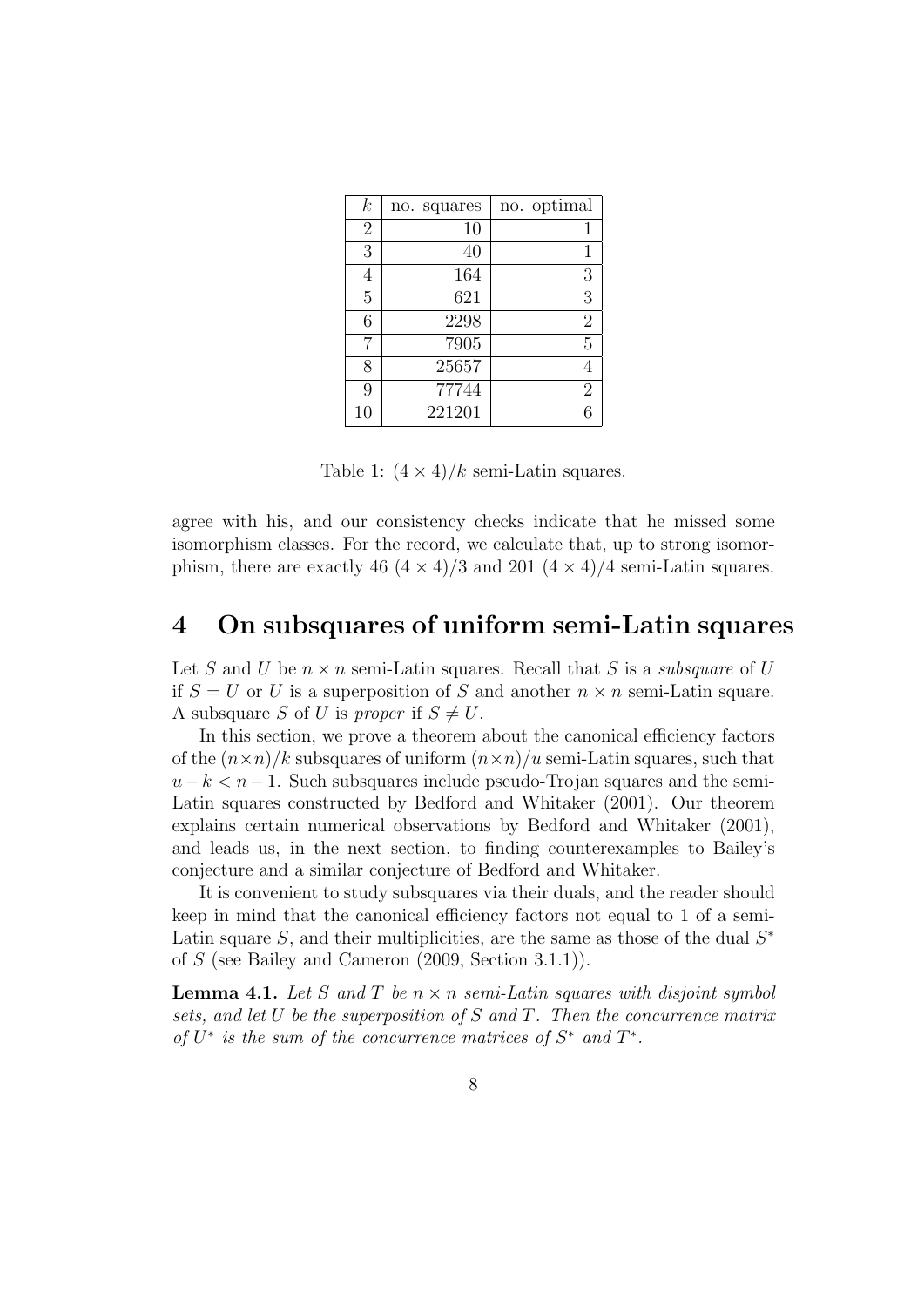| $k$ | no. squares | no. optimal |
|---|---|---|
| 2 | 10 | 1 |
| 3 | 40 | 1 |
| 4 | 164 | 3 |
| 5 | 621 | 3 |
| 6 | 2298 | 2 |
| 7 | 7905 | 5 |
| 8 | 25657 | 4 |
| 9 | 77744 | 2 |
| 10 | 221201 | 6 |

Table 1: $(4 \times 4)/k$ semi-Latin squares.

agree with his, and our consistency checks indicate that he missed some isomorphism classes. For the record, we calculate that, up to strong isomorphism, there are exactly 46 $(4 \times 4)/3$ and 201 $(4 \times 4)/4$ semi-Latin squares.

## 4 On subsquares of uniform semi-Latin squares

Let $S$ and $U$ be $n \times n$ semi-Latin squares. Recall that $S$ is a *subsquare* of $U$ if $S = U$ or $U$ is a superposition of $S$ and another $n \times n$ semi-Latin square. A subsquare $S$ of $U$ is *proper* if $S \neq U$.

In this section, we prove a theorem about the canonical efficiency factors of the $(n \times n)/k$ subsquares of uniform $(n \times n)/u$ semi-Latin squares, such that $u - k < n - 1$. Such subsquares include pseudo-Trojan squares and the semi-Latin squares constructed by Bedford and Whitaker (2001). Our theorem explains certain numerical observations by Bedford and Whitaker (2001), and leads us, in the next section, to finding counterexamples to Bailey's conjecture and a similar conjecture of Bedford and Whitaker.

It is convenient to study subsquares via their duals, and the reader should keep in mind that the canonical efficiency factors not equal to 1 of a semi-Latin square $S$, and their multiplicities, are the same as those of the dual $S^*$ of $S$ (see Bailey and Cameron (2009, Section 3.1.1)).

**Lemma 4.1.** *Let $S$ and $T$ be $n \times n$ semi-Latin squares with disjoint symbol sets, and let $U$ be the superposition of $S$ and $T$. Then the concurrence matrix of $U^*$ is the sum of the concurrence matrices of $S^*$ and $T^*$.*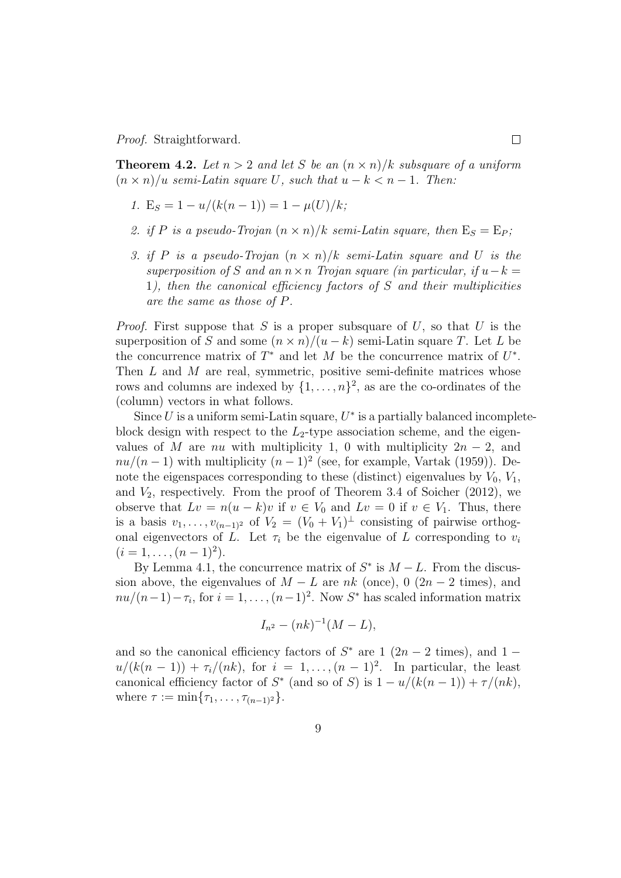*Proof.* Straightforward. $\square$

**Theorem 4.2.** *Let $n > 2$ and let $S$ be an $(n \times n)/k$ subsquare of a uniform $(n \times n)/u$ semi-Latin square $U$, such that $u - k < n - 1$. Then:*

1. $\mathrm{E}_S = 1 - u/(k(n-1)) = 1 - \mu(U)/k$;
2. *if $P$ is a pseudo-Trojan $(n \times n)/k$ semi-Latin square, then $\mathrm{E}_S = \mathrm{E}_P$;*
3. *if $P$ is a pseudo-Trojan $(n \times n)/k$ semi-Latin square and $U$ is the superposition of $S$ and an $n \times n$ Trojan square (in particular, if $u - k = 1$), then the canonical efficiency factors of $S$ and their multiplicities are the same as those of $P$.*

*Proof.* First suppose that $S$ is a proper subsquare of $U$, so that $U$ is the superposition of $S$ and some $(n \times n)/(u-k)$ semi-Latin square $T$. Let $L$ be the concurrence matrix of $T^*$ and let $M$ be the concurrence matrix of $U^*$. Then $L$ and $M$ are real, symmetric, positive semi-definite matrices whose rows and columns are indexed by $\{1, \ldots, n\}^2$, as are the co-ordinates of the (column) vectors in what follows.

Since $U$ is a uniform semi-Latin square, $U^*$ is a partially balanced incomplete-block design with respect to the $L_2$-type association scheme, and the eigenvalues of $M$ are $nu$ with multiplicity 1, 0 with multiplicity $2n - 2$, and $nu/(n-1)$ with multiplicity $(n-1)^2$ (see, for example, Vartak (1959)). Denote the eigenspaces corresponding to these (distinct) eigenvalues by $V_0$, $V_1$, and $V_2$, respectively. From the proof of Theorem 3.4 of Soicher (2012), we observe that $Lv = n(u-k)v$ if $v \in V_0$ and $Lv = 0$ if $v \in V_1$. Thus, there is a basis $v_1, \ldots, v_{(n-1)^2}$ of $V_2 = (V_0 + V_1)^\perp$ consisting of pairwise orthogonal eigenvectors of $L$. Let $\tau_i$ be the eigenvalue of $L$ corresponding to $v_i$ $(i = 1, \ldots, (n-1)^2)$.

By Lemma 4.1, the concurrence matrix of $S^*$ is $M - L$. From the discussion above, the eigenvalues of $M - L$ are $nk$ (once), 0 ($2n - 2$ times), and $nu/(n-1) - \tau_i$, for $i = 1, \ldots, (n-1)^2$. Now $S^*$ has scaled information matrix

$$I_{n^2} - (nk)^{-1}(M - L),$$

and so the canonical efficiency factors of $S^*$ are 1 ($2n - 2$ times), and $1 - u/(k(n-1)) + \tau_i/(nk)$, for $i = 1, \ldots, (n-1)^2$. In particular, the least canonical efficiency factor of $S^*$ (and so of $S$) is $1 - u/(k(n-1)) + \tau/(nk)$, where $\tau := \min\{\tau_1, \ldots, \tau_{(n-1)^2}\}$.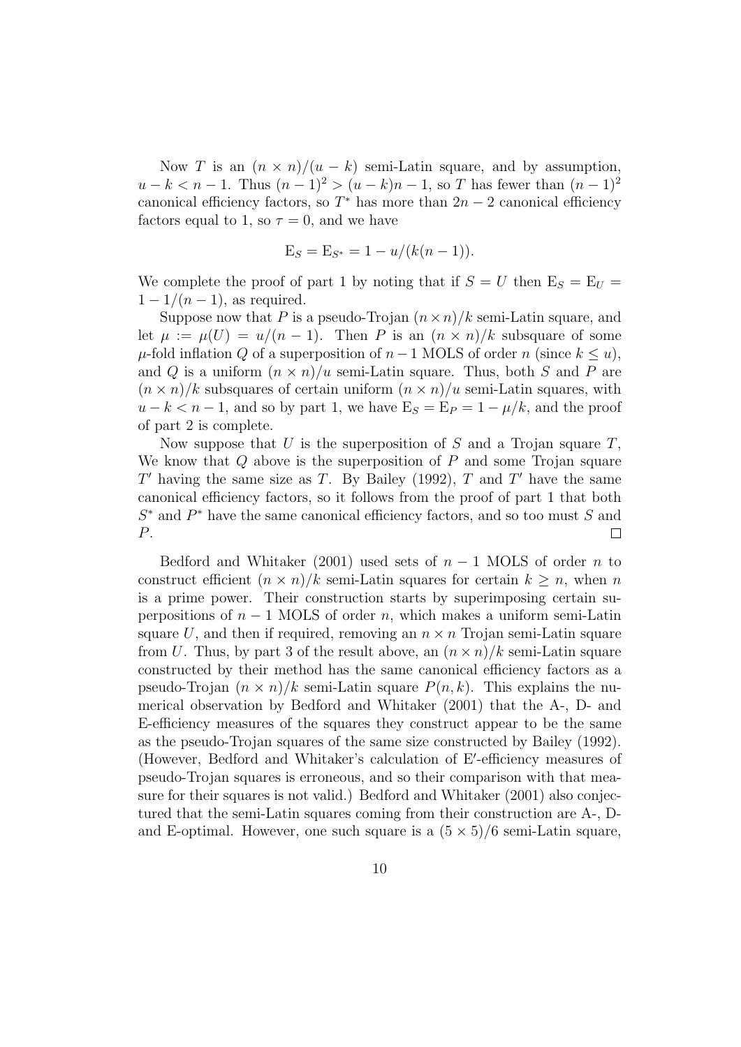Now $T$ is an $(n \times n)/(u-k)$ semi-Latin square, and by assumption, $u - k < n - 1$. Thus $(n-1)^2 > (u-k)n - 1$, so $T$ has fewer than $(n-1)^2$ canonical efficiency factors, so $T^*$ has more than $2n-2$ canonical efficiency factors equal to 1, so $\tau = 0$, and we have

$$\mathrm{E}_S = \mathrm{E}_{S^*} = 1 - u/(k(n-1)).$$

We complete the proof of part 1 by noting that if $S = U$ then $\mathrm{E}_S = \mathrm{E}_U = 1 - 1/(n-1)$, as required.

Suppose now that $P$ is a pseudo-Trojan $(n \times n)/k$ semi-Latin square, and let $\mu := \mu(U) = u/(n-1)$. Then $P$ is an $(n \times n)/k$ subsquare of some $\mu$-fold inflation $Q$ of a superposition of $n-1$ MOLS of order $n$ (since $k \leq u$), and $Q$ is a uniform $(n \times n)/u$ semi-Latin square. Thus, both $S$ and $P$ are $(n \times n)/k$ subsquares of certain uniform $(n \times n)/u$ semi-Latin squares, with $u - k < n - 1$, and so by part 1, we have $\mathrm{E}_S = \mathrm{E}_P = 1 - \mu/k$, and the proof of part 2 is complete.

Now suppose that $U$ is the superposition of $S$ and a Trojan square $T$, We know that $Q$ above is the superposition of $P$ and some Trojan square $T'$ having the same size as $T$. By Bailey (1992), $T$ and $T'$ have the same canonical efficiency factors, so it follows from the proof of part 1 that both $S^*$ and $P^*$ have the same canonical efficiency factors, and so too must $S$ and $P$. $\square$

Bedford and Whitaker (2001) used sets of $n-1$ MOLS of order $n$ to construct efficient $(n \times n)/k$ semi-Latin squares for certain $k \geq n$, when $n$ is a prime power. Their construction starts by superimposing certain superpositions of $n-1$ MOLS of order $n$, which makes a uniform semi-Latin square $U$, and then if required, removing an $n \times n$ Trojan semi-Latin square from $U$. Thus, by part 3 of the result above, an $(n \times n)/k$ semi-Latin square constructed by their method has the same canonical efficiency factors as a pseudo-Trojan $(n \times n)/k$ semi-Latin square $P(n,k)$. This explains the numerical observation by Bedford and Whitaker (2001) that the A-, D- and E-efficiency measures of the squares they construct appear to be the same as the pseudo-Trojan squares of the same size constructed by Bailey (1992). (However, Bedford and Whitaker's calculation of E′-efficiency measures of pseudo-Trojan squares is erroneous, and so their comparison with that measure for their squares is not valid.) Bedford and Whitaker (2001) also conjectured that the semi-Latin squares coming from their construction are A-, D- and E-optimal. However, one such square is a $(5 \times 5)/6$ semi-Latin square,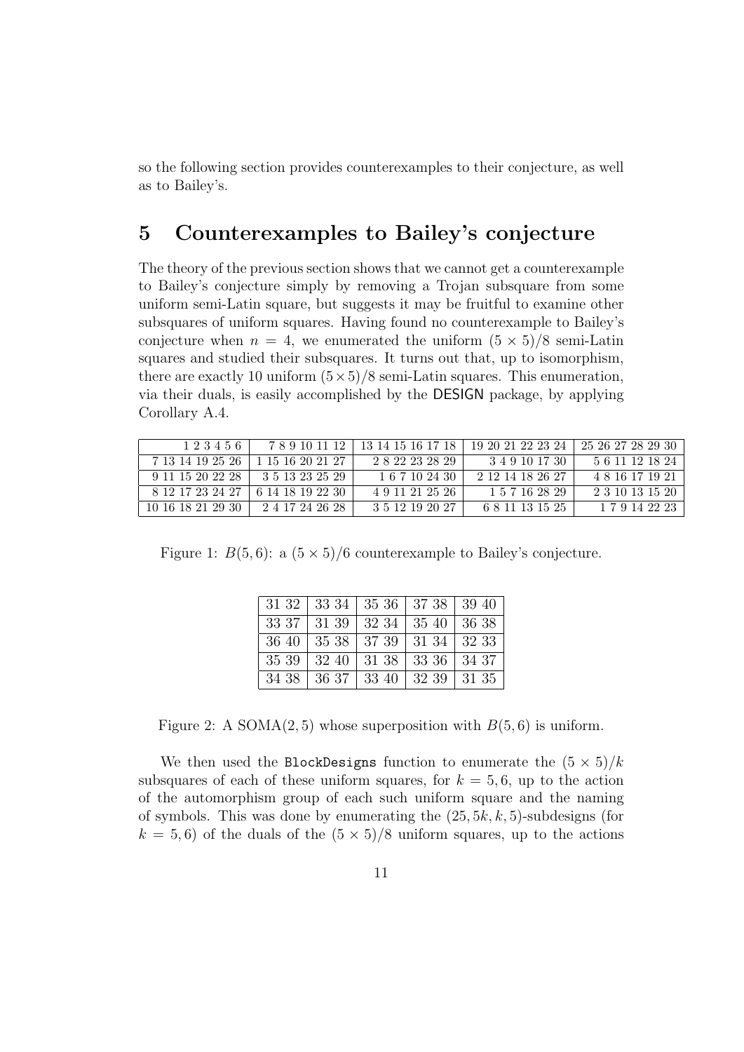so the following section provides counterexamples to their conjecture, as well as to Bailey's.

## 5 Counterexamples to Bailey's conjecture

The theory of the previous section shows that we cannot get a counterexample to Bailey's conjecture simply by removing a Trojan subsquare from some uniform semi-Latin square, but suggests it may be fruitful to examine other subsquares of uniform squares. Having found no counterexample to Bailey's conjecture when $n = 4$, we enumerated the uniform $(5 \times 5)/8$ semi-Latin squares and studied their subsquares. It turns out that, up to isomorphism, there are exactly 10 uniform $(5 \times 5)/8$ semi-Latin squares. This enumeration, via their duals, is easily accomplished by the DESIGN package, by applying Corollary A.4.

| | | | | |
|---|---|---|---|---|
| 1 2 3 4 5 6 | 7 8 9 10 11 12 | 13 14 15 16 17 18 | 19 20 21 22 23 24 | 25 26 27 28 29 30 |
| 7 13 14 19 25 26 | 1 15 16 20 21 27 | 2 8 22 23 28 29 | 3 4 9 10 17 30 | 5 6 11 12 18 24 |
| 9 11 15 20 22 28 | 3 5 13 23 25 29 | 1 6 7 10 24 30 | 2 12 14 18 26 27 | 4 8 16 17 19 21 |
| 8 12 17 23 24 27 | 6 14 18 19 22 30 | 4 9 11 21 25 26 | 1 5 7 16 28 29 | 2 3 10 13 15 20 |
| 10 16 18 21 29 30 | 2 4 17 24 26 28 | 3 5 12 19 20 27 | 6 8 11 13 15 25 | 1 7 9 14 22 23 |

Figure 1: $B(5, 6)$: a $(5 \times 5)/6$ counterexample to Bailey's conjecture.

| | | | | |
|---|---|---|---|---|
| 31 32 | 33 34 | 35 36 | 37 38 | 39 40 |
| 33 37 | 31 39 | 32 34 | 35 40 | 36 38 |
| 36 40 | 35 38 | 37 39 | 31 34 | 32 33 |
| 35 39 | 32 40 | 31 38 | 33 36 | 34 37 |
| 34 38 | 36 37 | 33 40 | 32 39 | 31 35 |

Figure 2: A SOMA$(2, 5)$ whose superposition with $B(5, 6)$ is uniform.

We then used the `BlockDesigns` function to enumerate the $(5 \times 5)/k$ subsquares of each of these uniform squares, for $k = 5, 6$, up to the action of the automorphism group of each such uniform square and the naming of symbols. This was done by enumerating the $(25, 5k, k, 5)$-subdesigns (for $k = 5, 6$) of the duals of the $(5 \times 5)/8$ uniform squares, up to the actions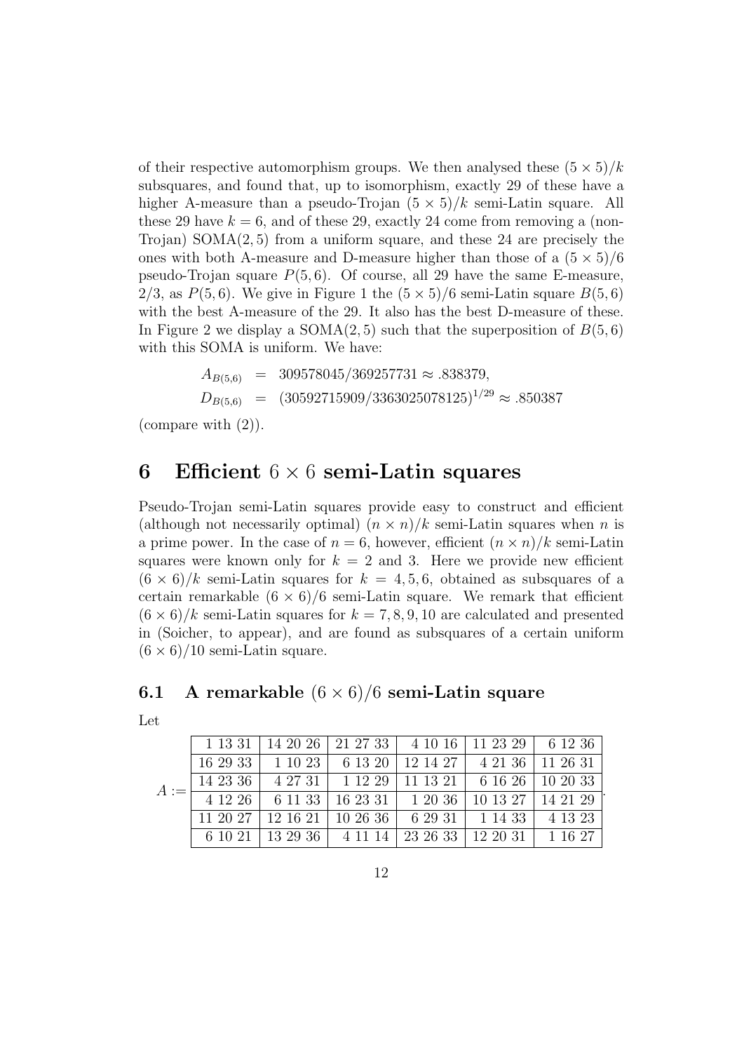of their respective automorphism groups. We then analysed these $(5 \times 5)/k$ subsquares, and found that, up to isomorphism, exactly 29 of these have a higher A-measure than a pseudo-Trojan $(5 \times 5)/k$ semi-Latin square. All these 29 have $k = 6$, and of these 29, exactly 24 come from removing a (non-Trojan) SOMA(2, 5) from a uniform square, and these 24 are precisely the ones with both A-measure and D-measure higher than those of a $(5 \times 5)/6$ pseudo-Trojan square $P(5, 6)$. Of course, all 29 have the same E-measure, 2/3, as $P(5, 6)$. We give in Figure 1 the $(5 \times 5)/6$ semi-Latin square $B(5, 6)$ with the best A-measure of the 29. It also has the best D-measure of these. In Figure 2 we display a SOMA(2, 5) such that the superposition of $B(5, 6)$ with this SOMA is uniform. We have:

$$
\begin{aligned}
A_{B(5,6)} &= 309578045/369257731 \approx .838379, \\
D_{B(5,6)} &= (30592715909/3363025078125)^{1/29} \approx .850387
\end{aligned}
$$

(compare with (2)).

# 6 Efficient $6 \times 6$ semi-Latin squares

Pseudo-Trojan semi-Latin squares provide easy to construct and efficient (although not necessarily optimal) $(n \times n)/k$ semi-Latin squares when $n$ is a prime power. In the case of $n = 6$, however, efficient $(n \times n)/k$ semi-Latin squares were known only for $k = 2$ and 3. Here we provide new efficient $(6 \times 6)/k$ semi-Latin squares for $k = 4, 5, 6$, obtained as subsquares of a certain remarkable $(6 \times 6)/6$ semi-Latin square. We remark that efficient $(6 \times 6)/k$ semi-Latin squares for $k = 7, 8, 9, 10$ are calculated and presented in (Soicher, to appear), and are found as subsquares of a certain uniform $(6 \times 6)/10$ semi-Latin square.

## 6.1 A remarkable $(6 \times 6)/6$ semi-Latin square

Let

$A :=$

| | | | | | |
|---|---|---|---|---|---|
| 1 13 31 | 14 20 26 | 21 27 33 | 4 10 16 | 11 23 29 | 6 12 36 |
| 16 29 33 | 1 10 23 | 6 13 20 | 12 14 27 | 4 21 36 | 11 26 31 |
| 14 23 36 | 4 27 31 | 1 12 29 | 11 13 21 | 6 16 26 | 10 20 33 |
| 4 12 26 | 6 11 33 | 16 23 31 | 1 20 36 | 10 13 27 | 14 21 29 |
| 11 20 27 | 12 16 21 | 10 26 36 | 6 29 31 | 1 14 33 | 4 13 23 |
| 6 10 21 | 13 29 36 | 4 11 14 | 23 26 33 | 12 20 31 | 1 16 27 |

.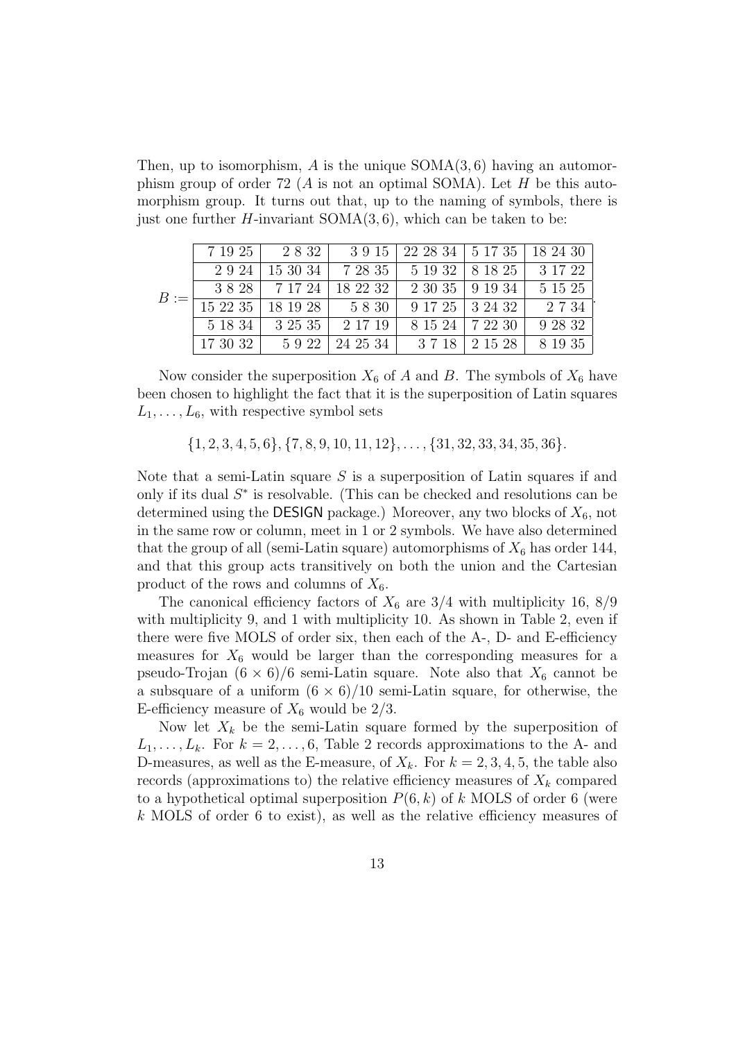Then, up to isomorphism, $A$ is the unique SOMA$(3, 6)$ having an automorphism group of order 72 ($A$ is not an optimal SOMA). Let $H$ be this automorphism group. It turns out that, up to the naming of symbols, there is just one further $H$-invariant SOMA$(3, 6)$, which can be taken to be:

$$B := \begin{array}{|r|r|r|r|r|r|}
\hline
7\ 19\ 25 & 2\ 8\ 32 & 3\ 9\ 15 & 22\ 28\ 34 & 5\ 17\ 35 & 18\ 24\ 30 \\
\hline
2\ 9\ 24 & 15\ 30\ 34 & 7\ 28\ 35 & 5\ 19\ 32 & 8\ 18\ 25 & 3\ 17\ 22 \\
\hline
3\ 8\ 28 & 7\ 17\ 24 & 18\ 22\ 32 & 2\ 30\ 35 & 9\ 19\ 34 & 5\ 15\ 25 \\
\hline
15\ 22\ 35 & 18\ 19\ 28 & 5\ 8\ 30 & 9\ 17\ 25 & 3\ 24\ 32 & 2\ 7\ 34 \\
\hline
5\ 18\ 34 & 3\ 25\ 35 & 2\ 17\ 19 & 8\ 15\ 24 & 7\ 22\ 30 & 9\ 28\ 32 \\
\hline
17\ 30\ 32 & 5\ 9\ 22 & 24\ 25\ 34 & 3\ 7\ 18 & 2\ 15\ 28 & 8\ 19\ 35 \\
\hline
\end{array}.$$

Now consider the superposition $X_6$ of $A$ and $B$. The symbols of $X_6$ have been chosen to highlight the fact that it is the superposition of Latin squares $L_1, \ldots, L_6$, with respective symbol sets

$$\{1, 2, 3, 4, 5, 6\}, \{7, 8, 9, 10, 11, 12\}, \ldots, \{31, 32, 33, 34, 35, 36\}.$$

Note that a semi-Latin square $S$ is a superposition of Latin squares if and only if its dual $S^*$ is resolvable. (This can be checked and resolutions can be determined using the DESIGN package.) Moreover, any two blocks of $X_6$, not in the same row or column, meet in 1 or 2 symbols. We have also determined that the group of all (semi-Latin square) automorphisms of $X_6$ has order 144, and that this group acts transitively on both the union and the Cartesian product of the rows and columns of $X_6$.

The canonical efficiency factors of $X_6$ are $3/4$ with multiplicity 16, $8/9$ with multiplicity 9, and 1 with multiplicity 10. As shown in Table 2, even if there were five MOLS of order six, then each of the A-, D- and E-efficiency measures for $X_6$ would be larger than the corresponding measures for a pseudo-Trojan $(6 \times 6)/6$ semi-Latin square. Note also that $X_6$ cannot be a subsquare of a uniform $(6 \times 6)/10$ semi-Latin square, for otherwise, the E-efficiency measure of $X_6$ would be $2/3$.

Now let $X_k$ be the semi-Latin square formed by the superposition of $L_1, \ldots, L_k$. For $k = 2, \ldots, 6$, Table 2 records approximations to the A- and D-measures, as well as the E-measure, of $X_k$. For $k = 2, 3, 4, 5$, the table also records (approximations to) the relative efficiency measures of $X_k$ compared to a hypothetical optimal superposition $P(6, k)$ of $k$ MOLS of order 6 (were $k$ MOLS of order 6 to exist), as well as the relative efficiency measures of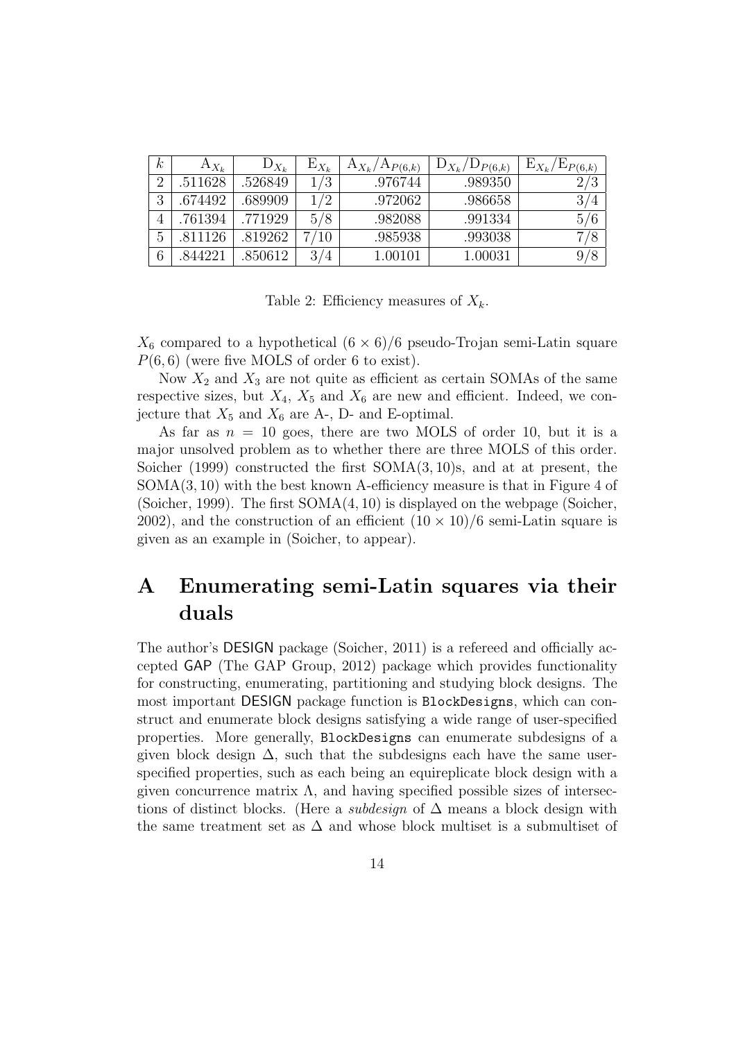| $k$ | $A_{X_k}$ | $D_{X_k}$ | $E_{X_k}$ | $A_{X_k}/A_{P(6,k)}$ | $D_{X_k}/D_{P(6,k)}$ | $E_{X_k}/E_{P(6,k)}$ |
|---|---|---|---|---|---|---|
| 2 | .511628 | .526849 | 1/3 | .976744 | .989350 | 2/3 |
| 3 | .674492 | .689909 | 1/2 | .972062 | .986658 | 3/4 |
| 4 | .761394 | .771929 | 5/8 | .982088 | .991334 | 5/6 |
| 5 | .811126 | .819262 | 7/10 | .985938 | .993038 | 7/8 |
| 6 | .844221 | .850612 | 3/4 | 1.00101 | 1.00031 | 9/8 |

Table 2: Efficiency measures of $X_k$.

$X_6$ compared to a hypothetical $(6 \times 6)/6$ pseudo-Trojan semi-Latin square $P(6, 6)$ (were five MOLS of order 6 to exist).

Now $X_2$ and $X_3$ are not quite as efficient as certain SOMAs of the same respective sizes, but $X_4$, $X_5$ and $X_6$ are new and efficient. Indeed, we conjecture that $X_5$ and $X_6$ are A-, D- and E-optimal.

As far as $n = 10$ goes, there are two MOLS of order 10, but it is a major unsolved problem as to whether there are three MOLS of this order. Soicher (1999) constructed the first SOMA$(3, 10)$s, and at at present, the SOMA$(3, 10)$ with the best known A-efficiency measure is that in Figure 4 of (Soicher, 1999). The first SOMA$(4, 10)$ is displayed on the webpage (Soicher, 2002), and the construction of an efficient $(10 \times 10)/6$ semi-Latin square is given as an example in (Soicher, to appear).

# A Enumerating semi-Latin squares via their duals

The author's DESIGN package (Soicher, 2011) is a refereed and officially accepted GAP (The GAP Group, 2012) package which provides functionality for constructing, enumerating, partitioning and studying block designs. The most important DESIGN package function is `BlockDesigns`, which can construct and enumerate block designs satisfying a wide range of user-specified properties. More generally, `BlockDesigns` can enumerate subdesigns of a given block design $\Delta$, such that the subdesigns each have the same user-specified properties, such as each being an equireplicate block design with a given concurrence matrix $\Lambda$, and having specified possible sizes of intersections of distinct blocks. (Here a *subdesign* of $\Delta$ means a block design with the same treatment set as $\Delta$ and whose block multiset is a submultiset of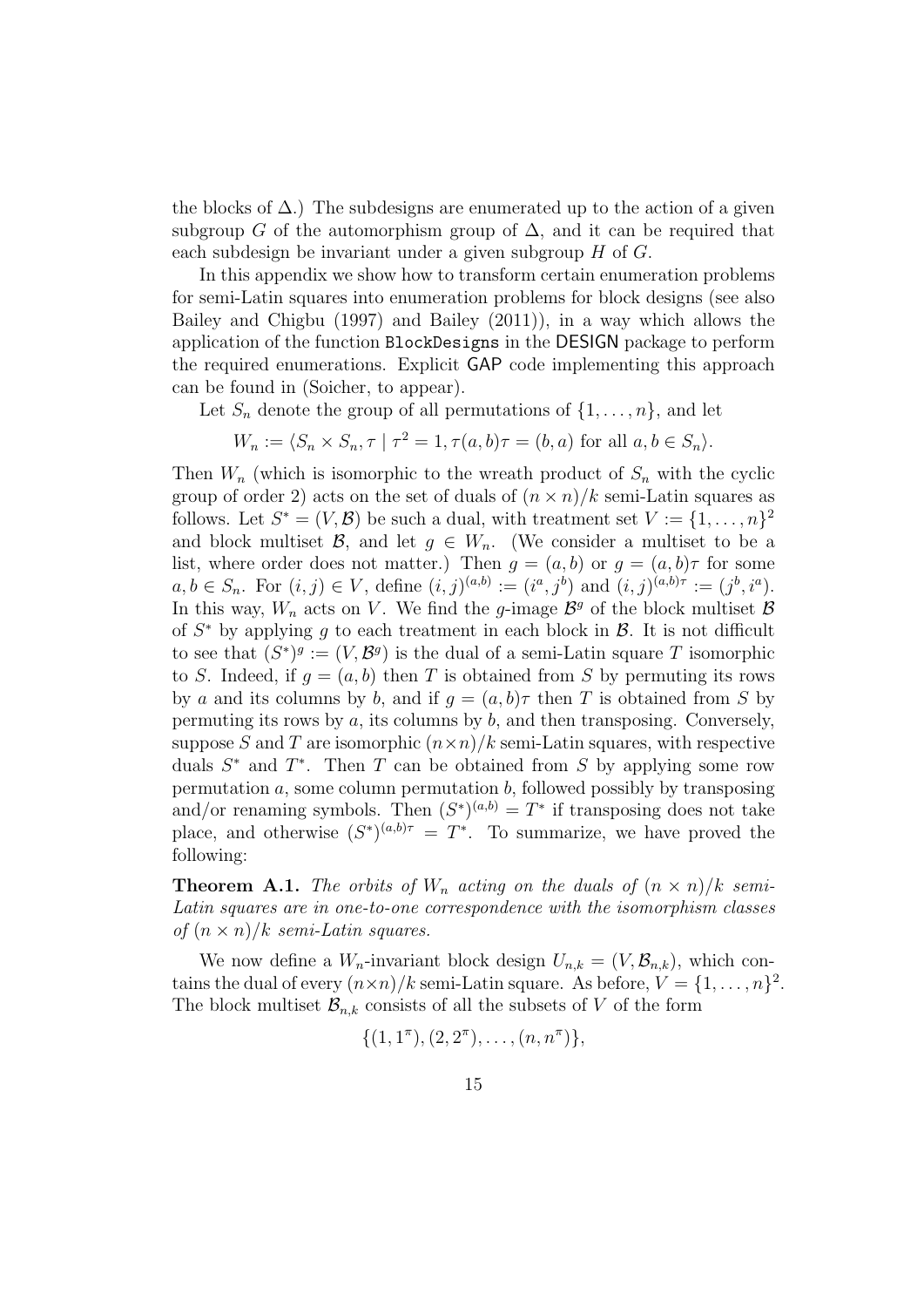the blocks of $\Delta$.) The subdesigns are enumerated up to the action of a given subgroup $G$ of the automorphism group of $\Delta$, and it can be required that each subdesign be invariant under a given subgroup $H$ of $G$.

In this appendix we show how to transform certain enumeration problems for semi-Latin squares into enumeration problems for block designs (see also Bailey and Chigbu (1997) and Bailey (2011)), in a way which allows the application of the function `BlockDesigns` in the DESIGN package to perform the required enumerations. Explicit GAP code implementing this approach can be found in (Soicher, to appear).

Let $S_n$ denote the group of all permutations of $\{1, \ldots, n\}$, and let

$$W_n := \langle S_n \times S_n, \tau \mid \tau^2 = 1, \tau(a,b)\tau = (b,a) \text{ for all } a, b \in S_n \rangle.$$

Then $W_n$ (which is isomorphic to the wreath product of $S_n$ with the cyclic group of order 2) acts on the set of duals of $(n \times n)/k$ semi-Latin squares as follows. Let $S^* = (V, \mathcal{B})$ be such a dual, with treatment set $V := \{1, \ldots, n\}^2$ and block multiset $\mathcal{B}$, and let $g \in W_n$. (We consider a multiset to be a list, where order does not matter.) Then $g = (a,b)$ or $g = (a,b)\tau$ for some $a, b \in S_n$. For $(i,j) \in V$, define $(i,j)^{(a,b)} := (i^a, j^b)$ and $(i,j)^{(a,b)\tau} := (j^b, i^a)$. In this way, $W_n$ acts on $V$. We find the $g$-image $\mathcal{B}^g$ of the block multiset $\mathcal{B}$ of $S^*$ by applying $g$ to each treatment in each block in $\mathcal{B}$. It is not difficult to see that $(S^*)^g := (V, \mathcal{B}^g)$ is the dual of a semi-Latin square $T$ isomorphic to $S$. Indeed, if $g = (a,b)$ then $T$ is obtained from $S$ by permuting its rows by $a$ and its columns by $b$, and if $g = (a,b)\tau$ then $T$ is obtained from $S$ by permuting its rows by $a$, its columns by $b$, and then transposing. Conversely, suppose $S$ and $T$ are isomorphic $(n \times n)/k$ semi-Latin squares, with respective duals $S^*$ and $T^*$. Then $T$ can be obtained from $S$ by applying some row permutation $a$, some column permutation $b$, followed possibly by transposing and/or renaming symbols. Then $(S^*)^{(a,b)} = T^*$ if transposing does not take place, and otherwise $(S^*)^{(a,b)\tau} = T^*$. To summarize, we have proved the following:

**Theorem A.1.** *The orbits of $W_n$ acting on the duals of $(n \times n)/k$ semi-Latin squares are in one-to-one correspondence with the isomorphism classes of $(n \times n)/k$ semi-Latin squares.*

We now define a $W_n$-invariant block design $U_{n,k} = (V, \mathcal{B}_{n,k})$, which contains the dual of every $(n \times n)/k$ semi-Latin square. As before, $V = \{1, \ldots, n\}^2$. The block multiset $\mathcal{B}_{n,k}$ consists of all the subsets of $V$ of the form

$$\{(1, 1^\pi), (2, 2^\pi), \ldots, (n, n^\pi)\},$$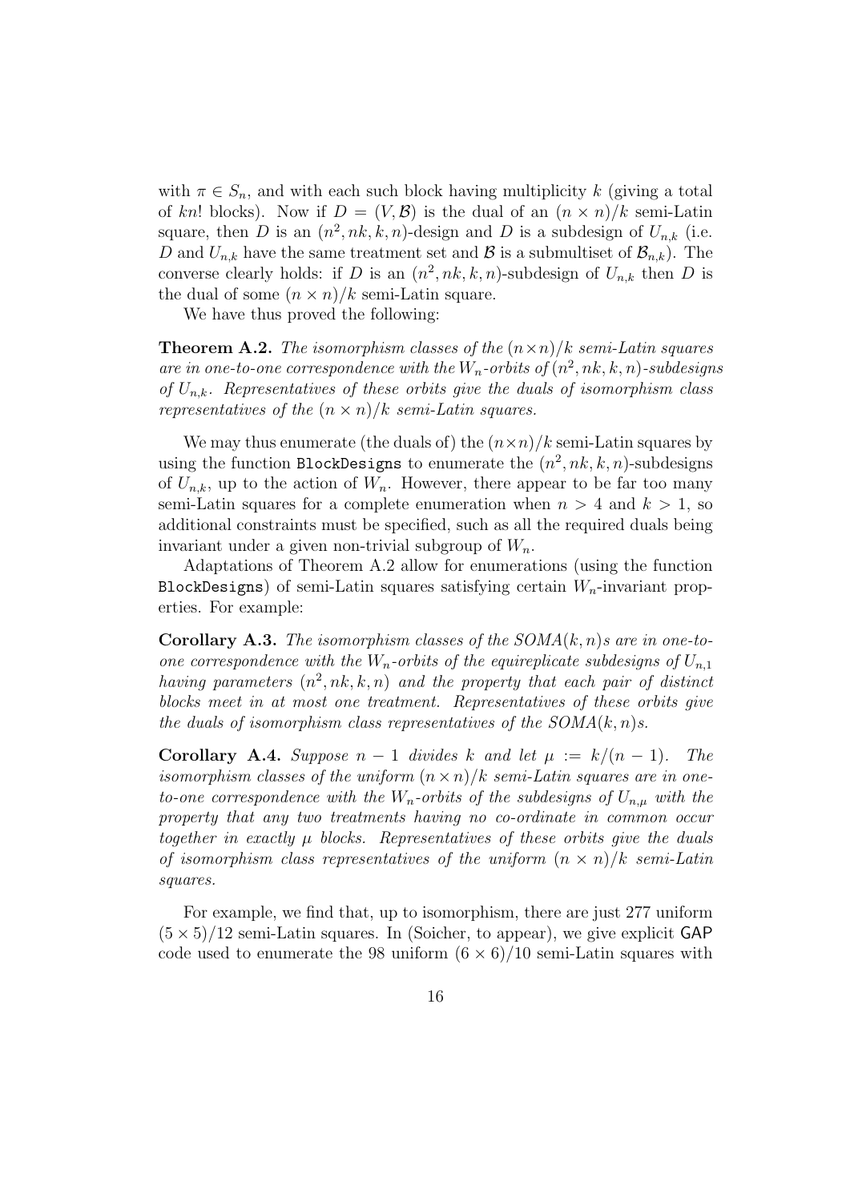with $\pi \in S_n$, and with each such block having multiplicity $k$ (giving a total of $kn!$ blocks). Now if $D = (V, \mathcal{B})$ is the dual of an $(n \times n)/k$ semi-Latin square, then $D$ is an $(n^2, nk, k, n)$-design and $D$ is a subdesign of $U_{n,k}$ (i.e. $D$ and $U_{n,k}$ have the same treatment set and $\mathcal{B}$ is a submultiset of $\mathcal{B}_{n,k}$). The converse clearly holds: if $D$ is an $(n^2, nk, k, n)$-subdesign of $U_{n,k}$ then $D$ is the dual of some $(n \times n)/k$ semi-Latin square.

We have thus proved the following:

**Theorem A.2.** *The isomorphism classes of the $(n \times n)/k$ semi-Latin squares are in one-to-one correspondence with the $W_n$-orbits of $(n^2, nk, k, n)$-subdesigns of $U_{n,k}$. Representatives of these orbits give the duals of isomorphism class representatives of the $(n \times n)/k$ semi-Latin squares.*

We may thus enumerate (the duals of) the $(n \times n)/k$ semi-Latin squares by using the function `BlockDesigns` to enumerate the $(n^2, nk, k, n)$-subdesigns of $U_{n,k}$, up to the action of $W_n$. However, there appear to be far too many semi-Latin squares for a complete enumeration when $n > 4$ and $k > 1$, so additional constraints must be specified, such as all the required duals being invariant under a given non-trivial subgroup of $W_n$.

Adaptations of Theorem A.2 allow for enumerations (using the function `BlockDesigns`) of semi-Latin squares satisfying certain $W_n$-invariant properties. For example:

**Corollary A.3.** *The isomorphism classes of the SOMA$(k, n)$s are in one-to-one correspondence with the $W_n$-orbits of the equireplicate subdesigns of $U_{n,1}$ having parameters $(n^2, nk, k, n)$ and the property that each pair of distinct blocks meet in at most one treatment. Representatives of these orbits give the duals of isomorphism class representatives of the SOMA$(k, n)$s.*

**Corollary A.4.** *Suppose $n - 1$ divides $k$ and let $\mu := k/(n-1)$. The isomorphism classes of the uniform $(n \times n)/k$ semi-Latin squares are in one-to-one correspondence with the $W_n$-orbits of the subdesigns of $U_{n,\mu}$ with the property that any two treatments having no co-ordinate in common occur together in exactly $\mu$ blocks. Representatives of these orbits give the duals of isomorphism class representatives of the uniform $(n \times n)/k$ semi-Latin squares.*

For example, we find that, up to isomorphism, there are just 277 uniform $(5 \times 5)/12$ semi-Latin squares. In (Soicher, to appear), we give explicit GAP code used to enumerate the 98 uniform $(6 \times 6)/10$ semi-Latin squares with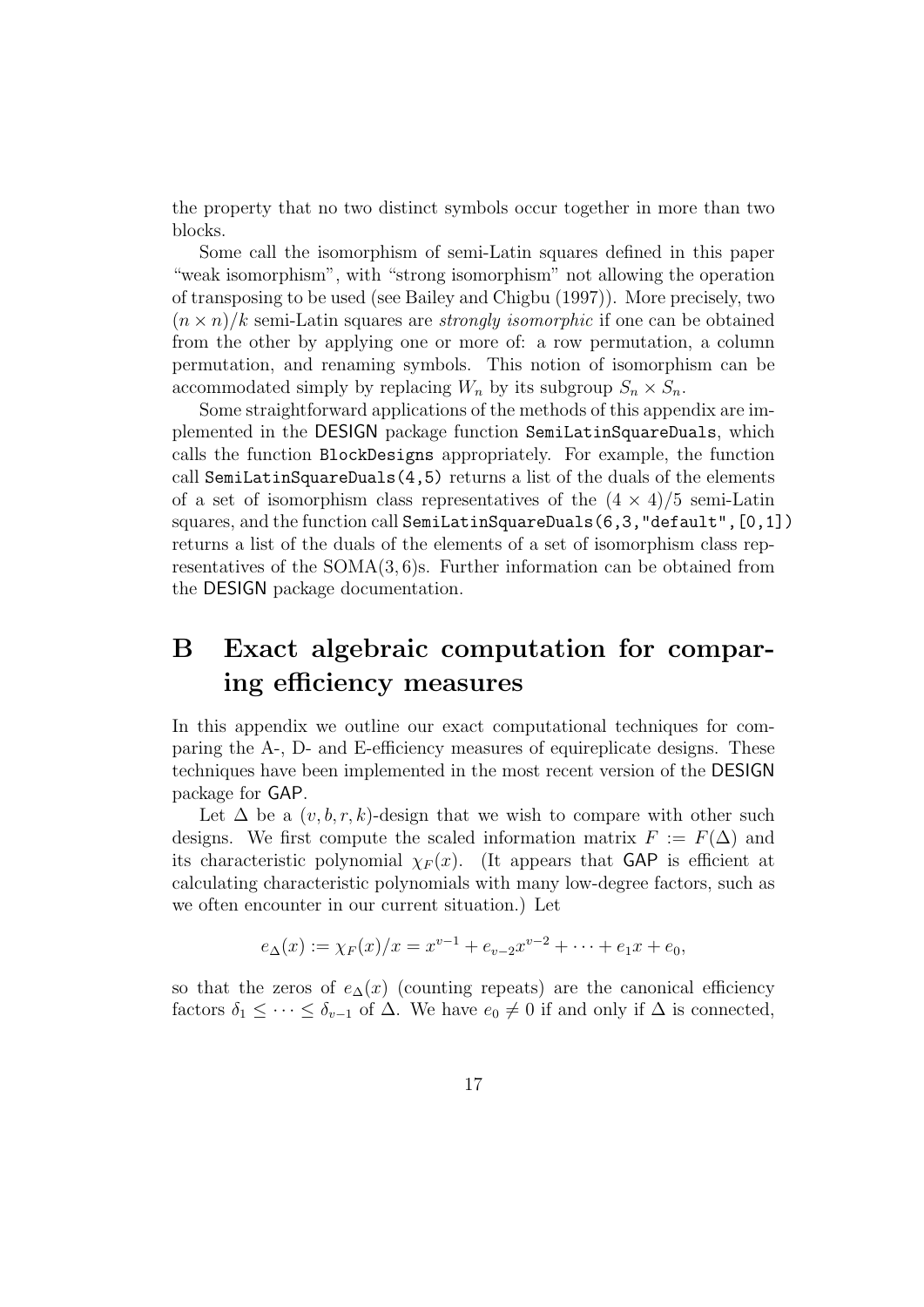the property that no two distinct symbols occur together in more than two blocks.

Some call the isomorphism of semi-Latin squares defined in this paper "weak isomorphism", with "strong isomorphism" not allowing the operation of transposing to be used (see Bailey and Chigbu (1997)). More precisely, two $(n \times n)/k$ semi-Latin squares are *strongly isomorphic* if one can be obtained from the other by applying one or more of: a row permutation, a column permutation, and renaming symbols. This notion of isomorphism can be accommodated simply by replacing $W_n$ by its subgroup $S_n \times S_n$.

Some straightforward applications of the methods of this appendix are implemented in the DESIGN package function `SemiLatinSquareDuals`, which calls the function `BlockDesigns` appropriately. For example, the function call `SemiLatinSquareDuals(4,5)` returns a list of the duals of the elements of a set of isomorphism class representatives of the $(4 \times 4)/5$ semi-Latin squares, and the function call `SemiLatinSquareDuals(6,3,"default",[0,1])` returns a list of the duals of the elements of a set of isomorphism class representatives of the SOMA$(3, 6)$s. Further information can be obtained from the DESIGN package documentation.

# B Exact algebraic computation for comparing efficiency measures

In this appendix we outline our exact computational techniques for comparing the A-, D- and E-efficiency measures of equireplicate designs. These techniques have been implemented in the most recent version of the DESIGN package for GAP.

Let $\Delta$ be a $(v, b, r, k)$-design that we wish to compare with other such designs. We first compute the scaled information matrix $F := F(\Delta)$ and its characteristic polynomial $\chi_F(x)$. (It appears that GAP is efficient at calculating characteristic polynomials with many low-degree factors, such as we often encounter in our current situation.) Let

$$e_\Delta(x) := \chi_F(x)/x = x^{v-1} + e_{v-2}x^{v-2} + \cdots + e_1 x + e_0,$$

so that the zeros of $e_\Delta(x)$ (counting repeats) are the canonical efficiency factors $\delta_1 \leq \cdots \leq \delta_{v-1}$ of $\Delta$. We have $e_0 \neq 0$ if and only if $\Delta$ is connected,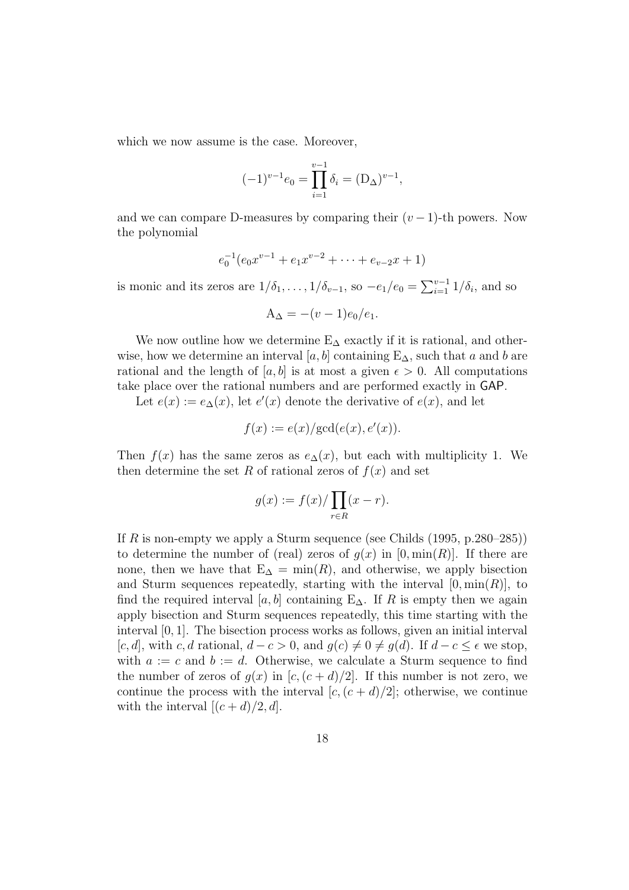which we now assume is the case. Moreover,

$$(-1)^{v-1}e_0 = \prod_{i=1}^{v-1} \delta_i = (\mathrm{D}_\Delta)^{v-1},$$

and we can compare D-measures by comparing their $(v-1)$-th powers. Now the polynomial

$$e_0^{-1}(e_0 x^{v-1} + e_1 x^{v-2} + \cdots + e_{v-2}x + 1)$$

is monic and its zeros are $1/\delta_1, \ldots, 1/\delta_{v-1}$, so $-e_1/e_0 = \sum_{i=1}^{v-1} 1/\delta_i$, and so

$$\mathrm{A}_\Delta = -(v-1)e_0/e_1.$$

We now outline how we determine $\mathrm{E}_\Delta$ exactly if it is rational, and otherwise, how we determine an interval $[a, b]$ containing $\mathrm{E}_\Delta$, such that $a$ and $b$ are rational and the length of $[a, b]$ is at most a given $\epsilon > 0$. All computations take place over the rational numbers and are performed exactly in GAP.

Let $e(x) := e_\Delta(x)$, let $e'(x)$ denote the derivative of $e(x)$, and let

$$f(x) := e(x)/\gcd(e(x), e'(x)).$$

Then $f(x)$ has the same zeros as $e_\Delta(x)$, but each with multiplicity 1. We then determine the set $R$ of rational zeros of $f(x)$ and set

$$g(x) := f(x)/\prod_{r \in R}(x - r).$$

If $R$ is non-empty we apply a Sturm sequence (see Childs (1995, p.280–285)) to determine the number of (real) zeros of $g(x)$ in $[0, \min(R)]$. If there are none, then we have that $\mathrm{E}_\Delta = \min(R)$, and otherwise, we apply bisection and Sturm sequences repeatedly, starting with the interval $[0, \min(R)]$, to find the required interval $[a, b]$ containing $\mathrm{E}_\Delta$. If $R$ is empty then we again apply bisection and Sturm sequences repeatedly, this time starting with the interval $[0, 1]$. The bisection process works as follows, given an initial interval $[c, d]$, with $c, d$ rational, $d - c > 0$, and $g(c) \neq 0 \neq g(d)$. If $d - c \leq \epsilon$ we stop, with $a := c$ and $b := d$. Otherwise, we calculate a Sturm sequence to find the number of zeros of $g(x)$ in $[c, (c+d)/2]$. If this number is not zero, we continue the process with the interval $[c, (c+d)/2]$; otherwise, we continue with the interval $[(c+d)/2, d]$.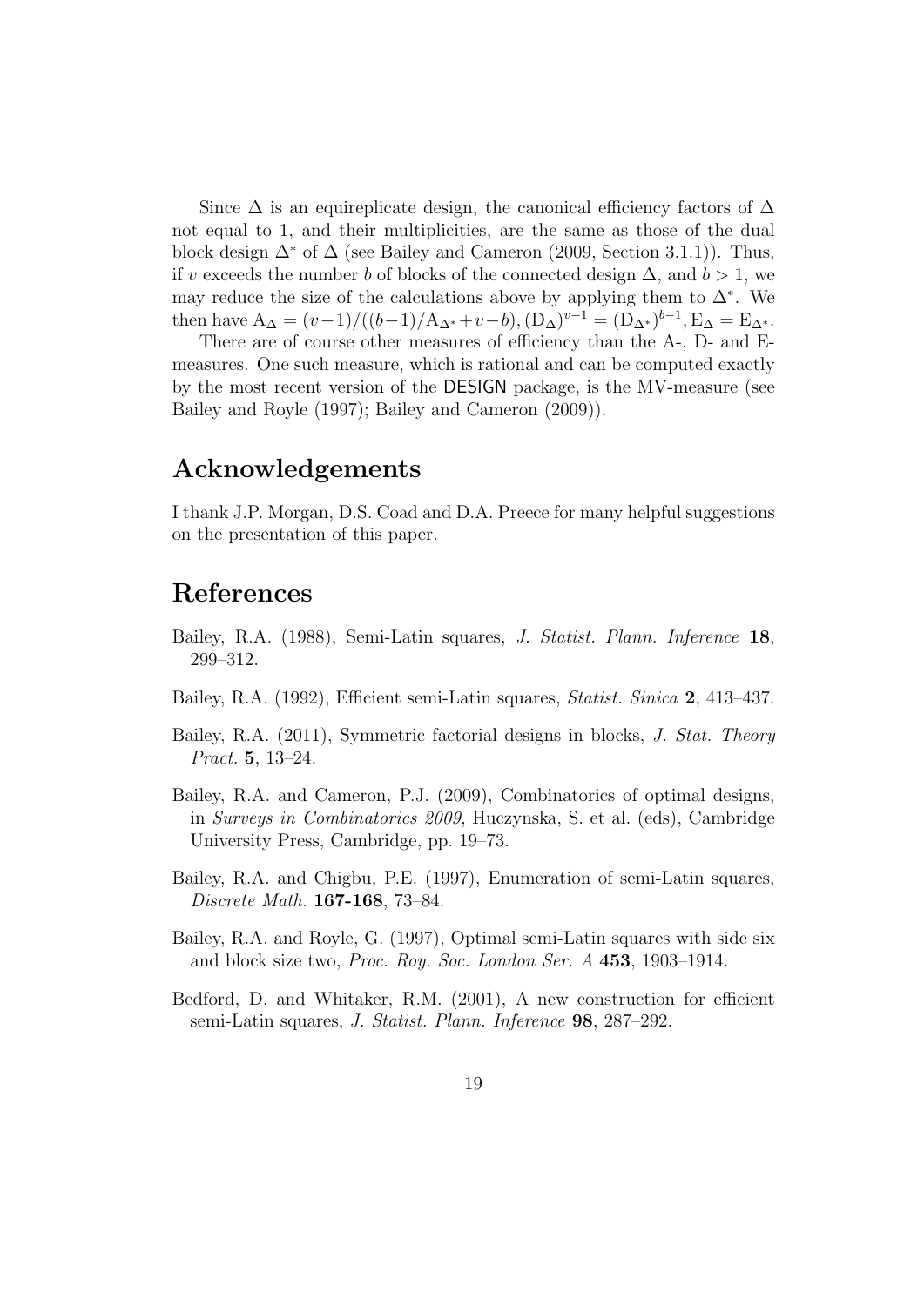Since $\Delta$ is an equireplicate design, the canonical efficiency factors of $\Delta$ not equal to 1, and their multiplicities, are the same as those of the dual block design $\Delta^*$ of $\Delta$ (see Bailey and Cameron (2009, Section 3.1.1)). Thus, if $v$ exceeds the number $b$ of blocks of the connected design $\Delta$, and $b > 1$, we may reduce the size of the calculations above by applying them to $\Delta^*$. We then have $\mathrm{A}_\Delta = (v-1)/((b-1)/\mathrm{A}_{\Delta^*}+v-b), (\mathrm{D}_\Delta)^{v-1} = (\mathrm{D}_{\Delta^*})^{b-1}, \mathrm{E}_\Delta = \mathrm{E}_{\Delta^*}$.

There are of course other measures of efficiency than the A-, D- and E-measures. One such measure, which is rational and can be computed exactly by the most recent version of the DESIGN package, is the MV-measure (see Bailey and Royle (1997); Bailey and Cameron (2009)).

## Acknowledgements

I thank J.P. Morgan, D.S. Coad and D.A. Preece for many helpful suggestions on the presentation of this paper.

## References

Bailey, R.A. (1988), Semi-Latin squares, *J. Statist. Plann. Inference* **18**, 299–312.

Bailey, R.A. (1992), Efficient semi-Latin squares, *Statist. Sinica* **2**, 413–437.

Bailey, R.A. (2011), Symmetric factorial designs in blocks, *J. Stat. Theory Pract.* **5**, 13–24.

Bailey, R.A. and Cameron, P.J. (2009), Combinatorics of optimal designs, in *Surveys in Combinatorics 2009*, Huczynska, S. et al. (eds), Cambridge University Press, Cambridge, pp. 19–73.

Bailey, R.A. and Chigbu, P.E. (1997), Enumeration of semi-Latin squares, *Discrete Math.* **167-168**, 73–84.

Bailey, R.A. and Royle, G. (1997), Optimal semi-Latin squares with side six and block size two, *Proc. Roy. Soc. London Ser. A* **453**, 1903–1914.

Bedford, D. and Whitaker, R.M. (2001), A new construction for efficient semi-Latin squares, *J. Statist. Plann. Inference* **98**, 287–292.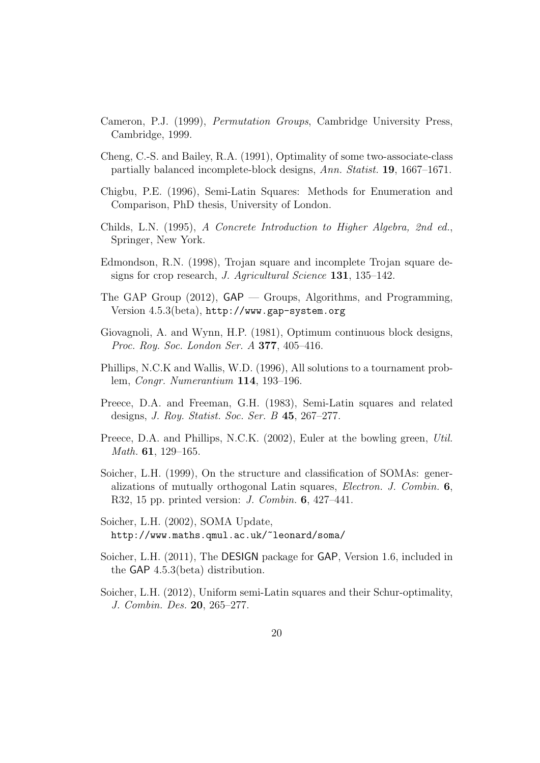Cameron, P.J. (1999), *Permutation Groups*, Cambridge University Press, Cambridge, 1999.

Cheng, C.-S. and Bailey, R.A. (1991), Optimality of some two-associate-class partially balanced incomplete-block designs, *Ann. Statist.* **19**, 1667–1671.

Chigbu, P.E. (1996), Semi-Latin Squares: Methods for Enumeration and Comparison, PhD thesis, University of London.

Childs, L.N. (1995), *A Concrete Introduction to Higher Algebra, 2nd ed.*, Springer, New York.

Edmondson, R.N. (1998), Trojan square and incomplete Trojan square designs for crop research, *J. Agricultural Science* **131**, 135–142.

The GAP Group (2012), GAP — Groups, Algorithms, and Programming, Version 4.5.3(beta), `http://www.gap-system.org`

Giovagnoli, A. and Wynn, H.P. (1981), Optimum continuous block designs, *Proc. Roy. Soc. London Ser. A* **377**, 405–416.

Phillips, N.C.K and Wallis, W.D. (1996), All solutions to a tournament problem, *Congr. Numerantium* **114**, 193–196.

Preece, D.A. and Freeman, G.H. (1983), Semi-Latin squares and related designs, *J. Roy. Statist. Soc. Ser. B* **45**, 267–277.

Preece, D.A. and Phillips, N.C.K. (2002), Euler at the bowling green, *Util. Math.* **61**, 129–165.

Soicher, L.H. (1999), On the structure and classification of SOMAs: generalizations of mutually orthogonal Latin squares, *Electron. J. Combin.* **6**, R32, 15 pp. printed version: *J. Combin.* **6**, 427–441.

Soicher, L.H. (2002), SOMA Update, `http://www.maths.qmul.ac.uk/~leonard/soma/`

Soicher, L.H. (2011), The DESIGN package for GAP, Version 1.6, included in the GAP 4.5.3(beta) distribution.

Soicher, L.H. (2012), Uniform semi-Latin squares and their Schur-optimality, *J. Combin. Des.* **20**, 265–277.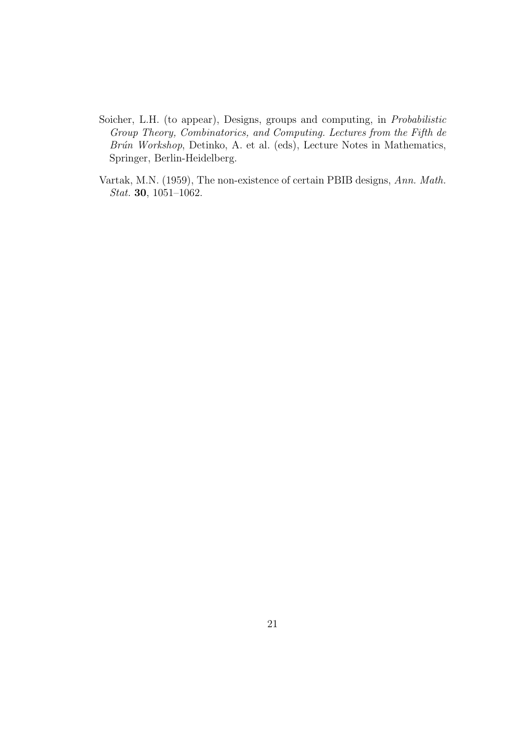Soicher, L.H. (to appear), Designs, groups and computing, in *Probabilistic Group Theory, Combinatorics, and Computing. Lectures from the Fifth de Brún Workshop*, Detinko, A. et al. (eds), Lecture Notes in Mathematics, Springer, Berlin-Heidelberg.

Vartak, M.N. (1959), The non-existence of certain PBIB designs, *Ann. Math. Stat.* **30**, 1051–1062.